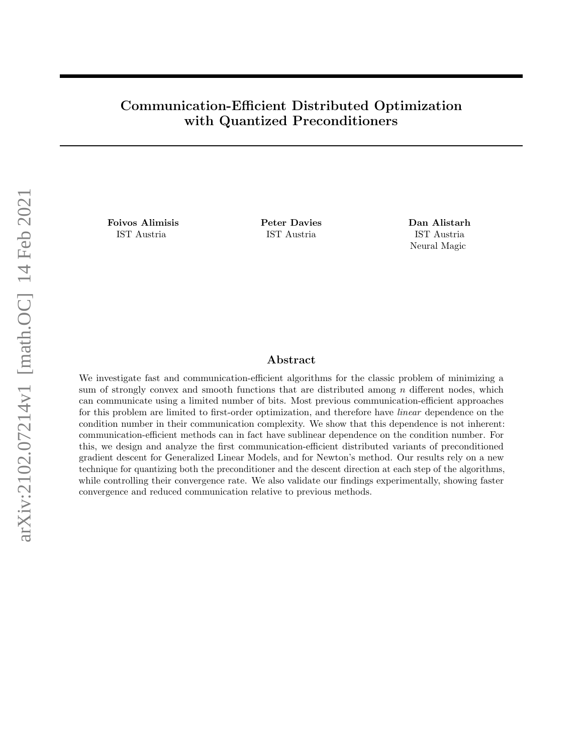# Communication-Efficient Distributed Optimization with Quantized Preconditioners

**Foivos Alimisis**
IST Austria

**Peter Davies**
IST Austria

**Dan Alistarh**
IST Austria
Neural Magic

## Abstract

We investigate fast and communication-efficient algorithms for the classic problem of minimizing a sum of strongly convex and smooth functions that are distributed among $n$ different nodes, which can communicate using a limited number of bits. Most previous communication-efficient approaches for this problem are limited to first-order optimization, and therefore have *linear* dependence on the condition number in their communication complexity. We show that this dependence is not inherent: communication-efficient methods can in fact have sublinear dependence on the condition number. For this, we design and analyze the first communication-efficient distributed variants of preconditioned gradient descent for Generalized Linear Models, and for Newton's method. Our results rely on a new technique for quantizing both the preconditioner and the descent direction at each step of the algorithms, while controlling their convergence rate. We also validate our findings experimentally, showing faster convergence and reduced communication relative to previous methods.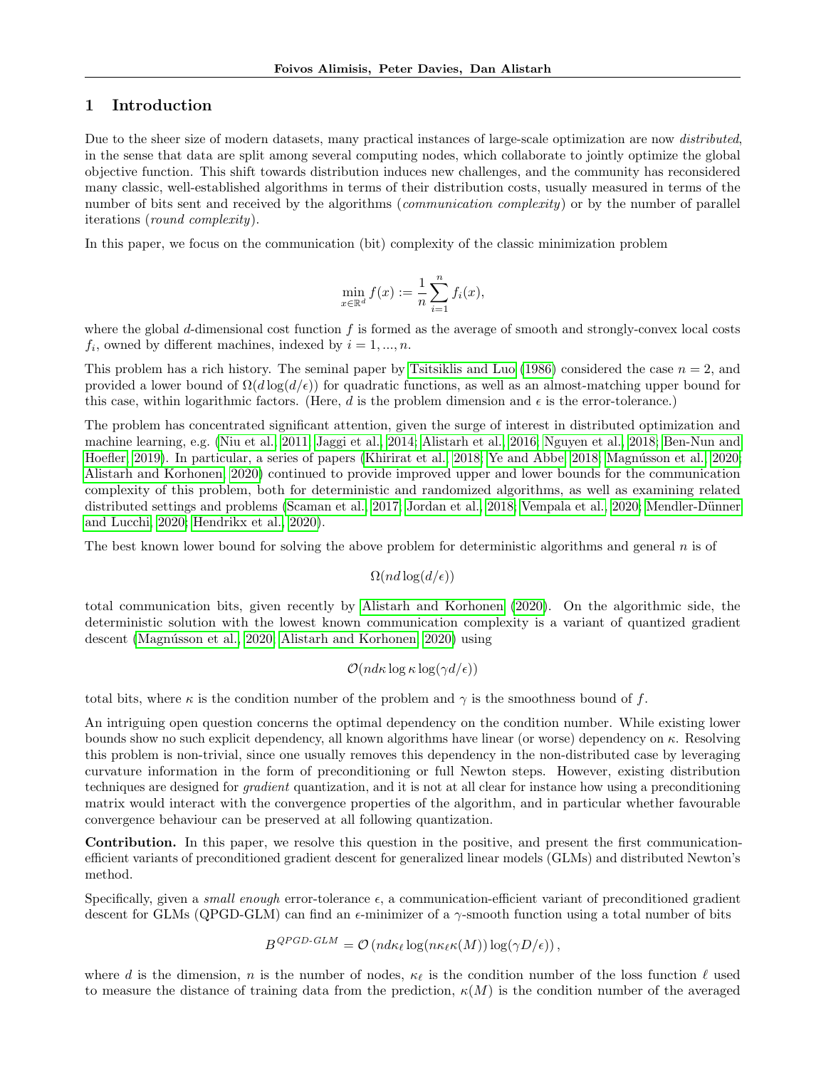## 1 Introduction

Due to the sheer size of modern datasets, many practical instances of large-scale optimization are now *distributed*, in the sense that data are split among several computing nodes, which collaborate to jointly optimize the global objective function. This shift towards distribution induces new challenges, and the community has reconsidered many classic, well-established algorithms in terms of their distribution costs, usually measured in terms of the number of bits sent and received by the algorithms (*communication complexity*) or by the number of parallel iterations (*round complexity*).

In this paper, we focus on the communication (bit) complexity of the classic minimization problem

$$\min_{x \in \mathbb{R}^d} f(x) := \frac{1}{n} \sum_{i=1}^{n} f_i(x),$$

where the global $d$-dimensional cost function $f$ is formed as the average of smooth and strongly-convex local costs $f_i$, owned by different machines, indexed by $i = 1, ..., n$.

This problem has a rich history. The seminal paper by Tsitsiklis and Luo (1986) considered the case $n = 2$, and provided a lower bound of $\Omega(d \log(d/\epsilon))$ for quadratic functions, as well as an almost-matching upper bound for this case, within logarithmic factors. (Here, $d$ is the problem dimension and $\epsilon$ is the error-tolerance.)

The problem has concentrated significant attention, given the surge of interest in distributed optimization and machine learning, e.g. (Niu et al., 2011; Jaggi et al., 2014; Alistarh et al., 2016; Nguyen et al., 2018; Ben-Nun and Hoefler, 2019). In particular, a series of papers (Khirirat et al., 2018; Ye and Abbe, 2018; Magnússon et al., 2020; Alistarh and Korhonen, 2020) continued to provide improved upper and lower bounds for the communication complexity of this problem, both for deterministic and randomized algorithms, as well as examining related distributed settings and problems (Scaman et al., 2017; Jordan et al., 2018; Vempala et al., 2020; Mendler-Dünner and Lucchi, 2020; Hendrikx et al., 2020).

The best known lower bound for solving the above problem for deterministic algorithms and general $n$ is of

$$\Omega(nd \log(d/\epsilon))$$

total communication bits, given recently by Alistarh and Korhonen (2020). On the algorithmic side, the deterministic solution with the lowest known communication complexity is a variant of quantized gradient descent (Magnússon et al., 2020; Alistarh and Korhonen, 2020) using

$$\mathcal{O}(nd\kappa \log \kappa \log(\gamma d/\epsilon))$$

total bits, where $\kappa$ is the condition number of the problem and $\gamma$ is the smoothness bound of $f$.

An intriguing open question concerns the optimal dependency on the condition number. While existing lower bounds show no such explicit dependency, all known algorithms have linear (or worse) dependency on $\kappa$. Resolving this problem is non-trivial, since one usually removes this dependency in the non-distributed case by leveraging curvature information in the form of preconditioning or full Newton steps. However, existing distribution techniques are designed for *gradient* quantization, and it is not at all clear for instance how using a preconditioning matrix would interact with the convergence properties of the algorithm, and in particular whether favourable convergence behaviour can be preserved at all following quantization.

**Contribution.** In this paper, we resolve this question in the positive, and present the first communication-efficient variants of preconditioned gradient descent for generalized linear models (GLMs) and distributed Newton's method.

Specifically, given a *small enough* error-tolerance $\epsilon$, a communication-efficient variant of preconditioned gradient descent for GLMs (QPGD-GLM) can find an $\epsilon$-minimizer of a $\gamma$-smooth function using a total number of bits

$$B^{QPGD\text{-}GLM} = \mathcal{O}\left(nd\kappa_\ell \log(n\kappa_\ell \kappa(M)) \log(\gamma D/\epsilon)\right),$$

where $d$ is the dimension, $n$ is the number of nodes, $\kappa_\ell$ is the condition number of the loss function $\ell$ used to measure the distance of training data from the prediction, $\kappa(M)$ is the condition number of the averaged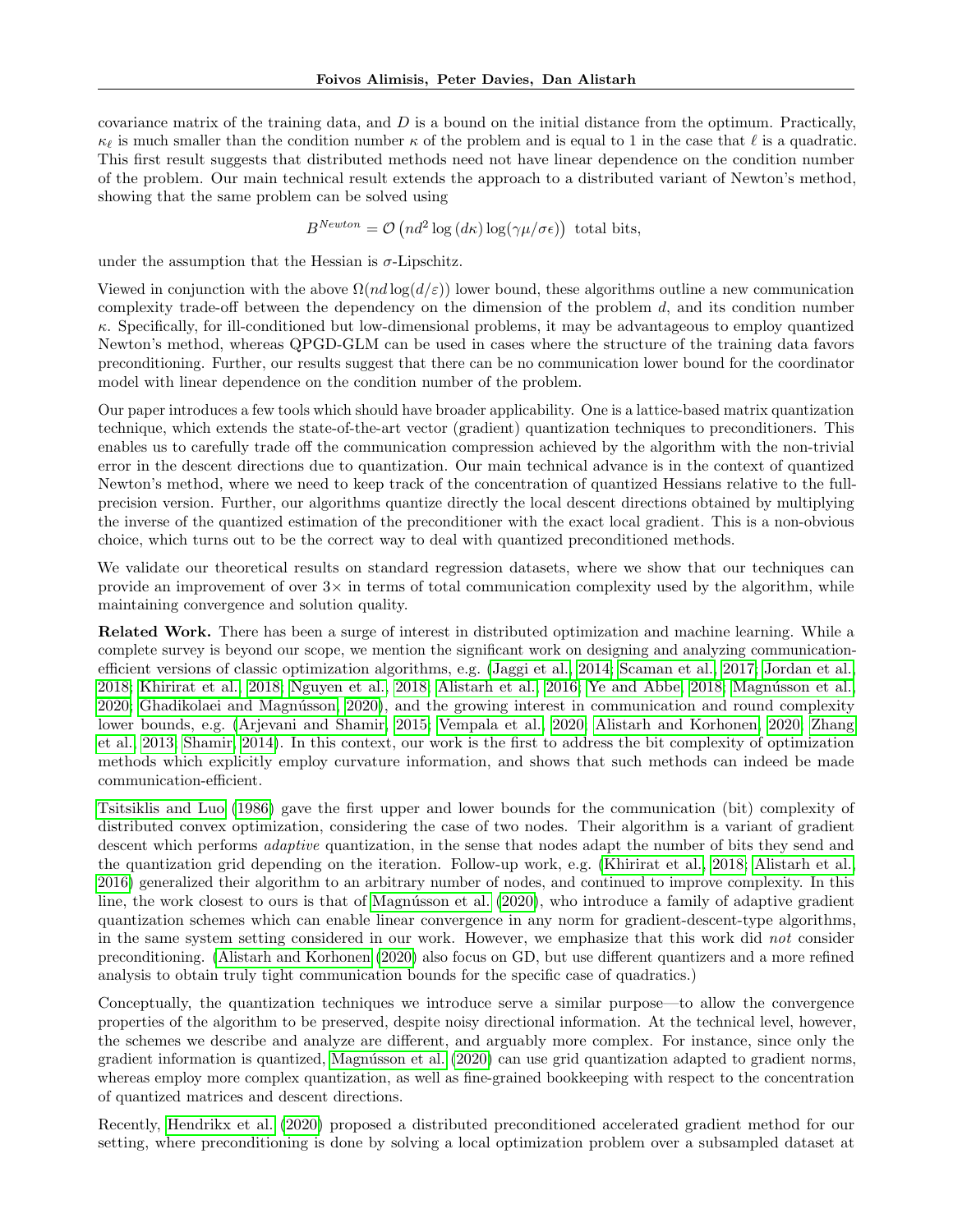covariance matrix of the training data, and $D$ is a bound on the initial distance from the optimum. Practically, $\kappa_\ell$ is much smaller than the condition number $\kappa$ of the problem and is equal to 1 in the case that $\ell$ is a quadratic. This first result suggests that distributed methods need not have linear dependence on the condition number of the problem. Our main technical result extends the approach to a distributed variant of Newton's method, showing that the same problem can be solved using

$$B^{Newton} = \mathcal{O}\left(nd^2 \log\left(d\kappa\right) \log(\gamma\mu/\sigma\epsilon)\right) \text{ total bits,}$$

under the assumption that the Hessian is $\sigma$-Lipschitz.

Viewed in conjunction with the above $\Omega(nd \log(d/\varepsilon))$ lower bound, these algorithms outline a new communication complexity trade-off between the dependency on the dimension of the problem $d$, and its condition number $\kappa$. Specifically, for ill-conditioned but low-dimensional problems, it may be advantageous to employ quantized Newton's method, whereas QPGD-GLM can be used in cases where the structure of the training data favors preconditioning. Further, our results suggest that there can be no communication lower bound for the coordinator model with linear dependence on the condition number of the problem.

Our paper introduces a few tools which should have broader applicability. One is a lattice-based matrix quantization technique, which extends the state-of-the-art vector (gradient) quantization techniques to preconditioners. This enables us to carefully trade off the communication compression achieved by the algorithm with the non-trivial error in the descent directions due to quantization. Our main technical advance is in the context of quantized Newton's method, where we need to keep track of the concentration of quantized Hessians relative to the full-precision version. Further, our algorithms quantize directly the local descent directions obtained by multiplying the inverse of the quantized estimation of the preconditioner with the exact local gradient. This is a non-obvious choice, which turns out to be the correct way to deal with quantized preconditioned methods.

We validate our theoretical results on standard regression datasets, where we show that our techniques can provide an improvement of over $3\times$ in terms of total communication complexity used by the algorithm, while maintaining convergence and solution quality.

**Related Work.** There has been a surge of interest in distributed optimization and machine learning. While a complete survey is beyond our scope, we mention the significant work on designing and analyzing communication-efficient versions of classic optimization algorithms, e.g. (Jaggi et al., 2014; Scaman et al., 2017; Jordan et al., 2018; Khirirat et al., 2018; Nguyen et al., 2018; Alistarh et al., 2016; Ye and Abbe, 2018; Magnússon et al., 2020; Ghadikolaei and Magnússon, 2020), and the growing interest in communication and round complexity lower bounds, e.g. (Arjevani and Shamir, 2015; Vempala et al., 2020; Alistarh and Korhonen, 2020; Zhang et al., 2013; Shamir, 2014). In this context, our work is the first to address the bit complexity of optimization methods which explicitly employ curvature information, and shows that such methods can indeed be made communication-efficient.

Tsitsiklis and Luo (1986) gave the first upper and lower bounds for the communication (bit) complexity of distributed convex optimization, considering the case of two nodes. Their algorithm is a variant of gradient descent which performs *adaptive* quantization, in the sense that nodes adapt the number of bits they send and the quantization grid depending on the iteration. Follow-up work, e.g. (Khirirat et al., 2018; Alistarh et al., 2016) generalized their algorithm to an arbitrary number of nodes, and continued to improve complexity. In this line, the work closest to ours is that of Magnússon et al. (2020), who introduce a family of adaptive gradient quantization schemes which can enable linear convergence in any norm for gradient-descent-type algorithms, in the same system setting considered in our work. However, we emphasize that this work did *not* consider preconditioning. (Alistarh and Korhonen (2020) also focus on GD, but use different quantizers and a more refined analysis to obtain truly tight communication bounds for the specific case of quadratics.)

Conceptually, the quantization techniques we introduce serve a similar purpose—to allow the convergence properties of the algorithm to be preserved, despite noisy directional information. At the technical level, however, the schemes we describe and analyze are different, and arguably more complex. For instance, since only the gradient information is quantized, Magnússon et al. (2020) can use grid quantization adapted to gradient norms, whereas employ more complex quantization, as well as fine-grained bookkeeping with respect to the concentration of quantized matrices and descent directions.

Recently, Hendrikx et al. (2020) proposed a distributed preconditioned accelerated gradient method for our setting, where preconditioning is done by solving a local optimization problem over a subsampled dataset at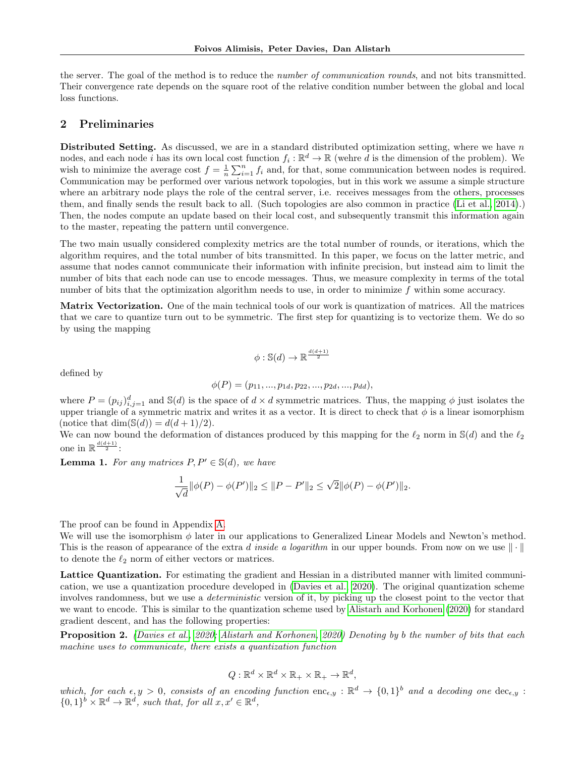the server. The goal of the method is to reduce the *number of communication rounds*, and not bits transmitted. Their convergence rate depends on the square root of the relative condition number between the global and local loss functions.

## 2 Preliminaries

**Distributed Setting.** As discussed, we are in a standard distributed optimization setting, where we have $n$ nodes, and each node $i$ has its own local cost function $f_i : \mathbb{R}^d \to \mathbb{R}$ (wehre $d$ is the dimension of the problem). We wish to minimize the average cost $f = \frac{1}{n}\sum_{i=1}^n f_i$ and, for that, some communication between nodes is required. Communication may be performed over various network topologies, but in this work we assume a simple structure where an arbitrary node plays the role of the central server, i.e. receives messages from the others, processes them, and finally sends the result back to all. (Such topologies are also common in practice (Li et al., 2014).) Then, the nodes compute an update based on their local cost, and subsequently transmit this information again to the master, repeating the pattern until convergence.

The two main usually considered complexity metrics are the total number of rounds, or iterations, which the algorithm requires, and the total number of bits transmitted. In this paper, we focus on the latter metric, and assume that nodes cannot communicate their information with infinite precision, but instead aim to limit the number of bits that each node can use to encode messages. Thus, we measure complexity in terms of the total number of bits that the optimization algorithm needs to use, in order to minimize $f$ within some accuracy.

**Matrix Vectorization.** One of the main technical tools of our work is quantization of matrices. All the matrices that we care to quantize turn out to be symmetric. The first step for quantizing is to vectorize them. We do so by using the mapping

$$\phi : \mathbb{S}(d) \to \mathbb{R}^{\frac{d(d+1)}{2}}$$

defined by

$$\phi(P) = (p_{11}, ..., p_{1d}, p_{22}, ..., p_{2d}, ..., p_{dd}),$$

where $P = (p_{ij})_{i,j=1}^d$ and $\mathbb{S}(d)$ is the space of $d \times d$ symmetric matrices. Thus, the mapping $\phi$ just isolates the upper triangle of a symmetric matrix and writes it as a vector. It is direct to check that $\phi$ is a linear isomorphism (notice that $\dim(\mathbb{S}(d)) = d(d+1)/2$).

We can now bound the deformation of distances produced by this mapping for the $\ell_2$ norm in $\mathbb{S}(d)$ and the $\ell_2$ one in $\mathbb{R}^{\frac{d(d+1)}{2}}$:

**Lemma 1.** *For any matrices $P, P' \in \mathbb{S}(d)$, we have*

$$\frac{1}{\sqrt{d}}\|\phi(P) - \phi(P')\|_2 \leq \|P - P'\|_2 \leq \sqrt{2}\|\phi(P) - \phi(P')\|_2.$$

The proof can be found in Appendix A.

We will use the isomorphism $\phi$ later in our applications to Generalized Linear Models and Newton's method. This is the reason of appearance of the extra $d$ *inside a logarithm* in our upper bounds. From now on we use $\|\cdot\|$ to denote the $\ell_2$ norm of either vectors or matrices.

**Lattice Quantization.** For estimating the gradient and Hessian in a distributed manner with limited communication, we use a quantization procedure developed in (Davies et al., 2020). The original quantization scheme involves randomness, but we use a *deterministic* version of it, by picking up the closest point to the vector that we want to encode. This is similar to the quantization scheme used by Alistarh and Korhonen (2020) for standard gradient descent, and has the following properties:

**Proposition 2.** *(Davies et al., 2020; Alistarh and Korhonen, 2020) Denoting by $b$ the number of bits that each machine uses to communicate, there exists a quantization function*

$$Q : \mathbb{R}^d \times \mathbb{R}^d \times \mathbb{R}_+ \times \mathbb{R}_+ \to \mathbb{R}^d,$$

*which, for each $\epsilon, y > 0$, consists of an encoding function $\text{enc}_{\epsilon,y} : \mathbb{R}^d \to \{0,1\}^b$ and a decoding one $\text{dec}_{\epsilon,y} : \{0,1\}^b \times \mathbb{R}^d \to \mathbb{R}^d$, such that, for all $x, x' \in \mathbb{R}^d$,*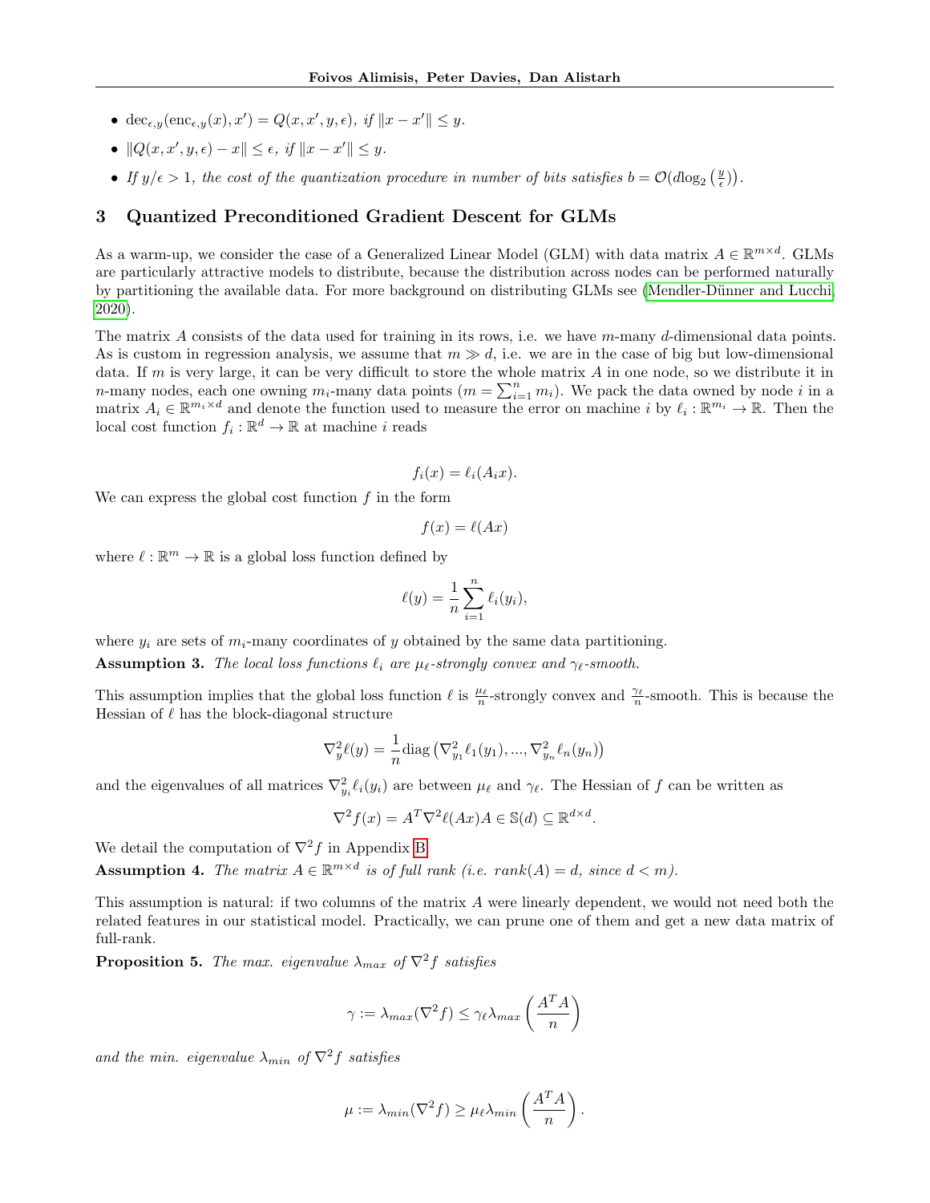- $\text{dec}_{\epsilon,y}(\text{enc}_{\epsilon,y}(x), x') = Q(x, x', y, \epsilon)$, *if* $\|x - x'\| \leq y$.
- $\|Q(x, x', y, \epsilon) - x\| \leq \epsilon$, *if* $\|x - x'\| \leq y$.
- *If* $y/\epsilon > 1$, *the cost of the quantization procedure in number of bits satisfies* $b = \mathcal{O}(d\log_2\left(\frac{y}{\epsilon}\right))$.

## 3 Quantized Preconditioned Gradient Descent for GLMs

As a warm-up, we consider the case of a Generalized Linear Model (GLM) with data matrix $A \in \mathbb{R}^{m \times d}$. GLMs are particularly attractive models to distribute, because the distribution across nodes can be performed naturally by partitioning the available data. For more background on distributing GLMs see (Mendler-Dünner and Lucchi, 2020).

The matrix $A$ consists of the data used for training in its rows, i.e. we have $m$-many $d$-dimensional data points. As is custom in regression analysis, we assume that $m \gg d$, i.e. we are in the case of big but low-dimensional data. If $m$ is very large, it can be very difficult to store the whole matrix $A$ in one node, so we distribute it in $n$-many nodes, each one owning $m_i$-many data points ($m = \sum_{i=1}^n m_i$). We pack the data owned by node $i$ in a matrix $A_i \in \mathbb{R}^{m_i \times d}$ and denote the function used to measure the error on machine $i$ by $\ell_i : \mathbb{R}^{m_i} \to \mathbb{R}$. Then the local cost function $f_i : \mathbb{R}^d \to \mathbb{R}$ at machine $i$ reads

$$f_i(x) = \ell_i(A_i x).$$

We can express the global cost function $f$ in the form

$$f(x) = \ell(Ax)$$

where $\ell : \mathbb{R}^m \to \mathbb{R}$ is a global loss function defined by

$$\ell(y) = \frac{1}{n}\sum_{i=1}^n \ell_i(y_i),$$

where $y_i$ are sets of $m_i$-many coordinates of $y$ obtained by the same data partitioning.

**Assumption 3.** *The local loss functions $\ell_i$ are $\mu_\ell$-strongly convex and $\gamma_\ell$-smooth.*

This assumption implies that the global loss function $\ell$ is $\frac{\mu_\ell}{n}$-strongly convex and $\frac{\gamma_\ell}{n}$-smooth. This is because the Hessian of $\ell$ has the block-diagonal structure

$$\nabla_y^2 \ell(y) = \frac{1}{n}\text{diag}\left(\nabla_{y_1}^2 \ell_1(y_1), ..., \nabla_{y_n}^2 \ell_n(y_n)\right)$$

and the eigenvalues of all matrices $\nabla_{y_i}^2 \ell_i(y_i)$ are between $\mu_\ell$ and $\gamma_\ell$. The Hessian of $f$ can be written as

$$\nabla^2 f(x) = A^T \nabla^2 \ell(Ax) A \in \mathbb{S}(d) \subseteq \mathbb{R}^{d \times d}.$$

We detail the computation of $\nabla^2 f$ in Appendix B.

**Assumption 4.** *The matrix $A \in \mathbb{R}^{m \times d}$ is of full rank (i.e. $rank(A) = d$, since $d < m$).*

This assumption is natural: if two columns of the matrix $A$ were linearly dependent, we would not need both the related features in our statistical model. Practically, we can prune one of them and get a new data matrix of full-rank.

**Proposition 5.** *The max. eigenvalue $\lambda_{max}$ of $\nabla^2 f$ satisfies*

$$\gamma := \lambda_{max}(\nabla^2 f) \leq \gamma_\ell \lambda_{max}\left(\frac{A^T A}{n}\right)$$

*and the min. eigenvalue $\lambda_{min}$ of $\nabla^2 f$ satisfies*

$$\mu := \lambda_{min}(\nabla^2 f) \geq \mu_\ell \lambda_{min}\left(\frac{A^T A}{n}\right).$$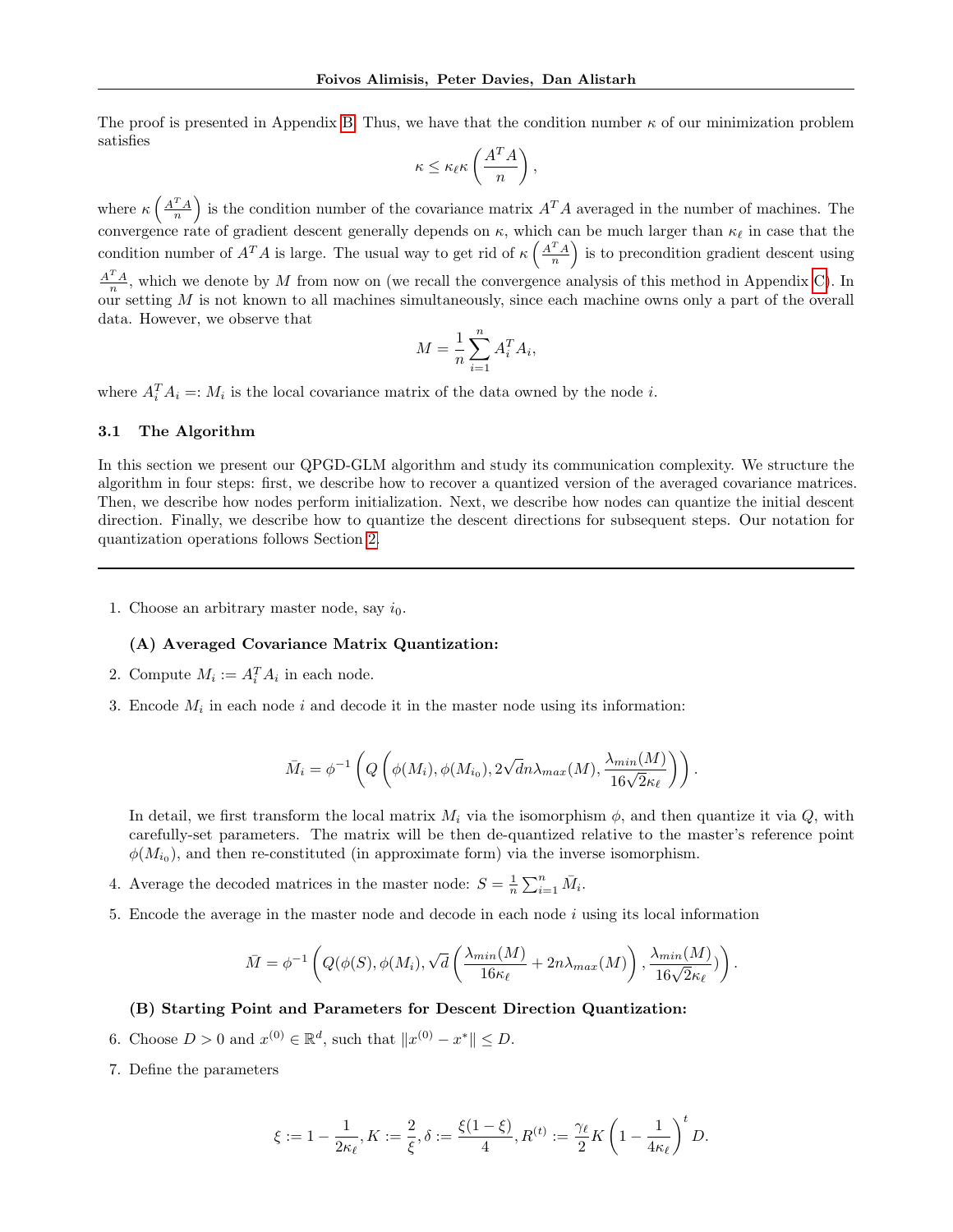The proof is presented in Appendix B. Thus, we have that the condition number $\kappa$ of our minimization problem satisfies

$$\kappa \leq \kappa_\ell \kappa\left(\frac{A^T A}{n}\right),$$

where $\kappa\left(\frac{A^T A}{n}\right)$ is the condition number of the covariance matrix $A^T A$ averaged in the number of machines. The convergence rate of gradient descent generally depends on $\kappa$, which can be much larger than $\kappa_\ell$ in case that the condition number of $A^T A$ is large. The usual way to get rid of $\kappa\left(\frac{A^T A}{n}\right)$ is to precondition gradient descent using $\frac{A^T A}{n}$, which we denote by $M$ from now on (we recall the convergence analysis of this method in Appendix C). In our setting $M$ is not known to all machines simultaneously, since each machine owns only a part of the overall data. However, we observe that

$$M = \frac{1}{n}\sum_{i=1}^{n} A_i^T A_i,$$

where $A_i^T A_i =: M_i$ is the local covariance matrix of the data owned by the node $i$.

### 3.1 The Algorithm

In this section we present our QPGD-GLM algorithm and study its communication complexity. We structure the algorithm in four steps: first, we describe how to recover a quantized version of the averaged covariance matrices. Then, we describe how nodes perform initialization. Next, we describe how nodes can quantize the initial descent direction. Finally, we describe how to quantize the descent directions for subsequent steps. Our notation for quantization operations follows Section 2.

---

1. Choose an arbitrary master node, say $i_0$.

   **(A) Averaged Covariance Matrix Quantization:**

2. Compute $M_i := A_i^T A_i$ in each node.
3. Encode $M_i$ in each node $i$ and decode it in the master node using its information:

   $$\bar{M}_i = \phi^{-1}\left(Q\left(\phi(M_i), \phi(M_{i_0}), 2\sqrt{d}n\lambda_{max}(M), \frac{\lambda_{min}(M)}{16\sqrt{2}\kappa_\ell}\right)\right).$$

   In detail, we first transform the local matrix $M_i$ via the isomorphism $\phi$, and then quantize it via $Q$, with carefully-set parameters. The matrix will be then de-quantized relative to the master's reference point $\phi(M_{i_0})$, and then re-constituted (in approximate form) via the inverse isomorphism.
4. Average the decoded matrices in the master node: $S = \frac{1}{n}\sum_{i=1}^{n} \bar{M}_i$.
5. Encode the average in the master node and decode in each node $i$ using its local information

   $$\bar{M} = \phi^{-1}\left(Q(\phi(S), \phi(M_i), \sqrt{d}\left(\frac{\lambda_{min}(M)}{16\kappa_\ell} + 2n\lambda_{max}(M)\right), \frac{\lambda_{min}(M)}{16\sqrt{2}\kappa_\ell})\right).$$

   **(B) Starting Point and Parameters for Descent Direction Quantization:**

6. Choose $D > 0$ and $x^{(0)} \in \mathbb{R}^d$, such that $\|x^{(0)} - x^*\| \leq D$.
7. Define the parameters

   $$\xi := 1 - \frac{1}{2\kappa_\ell}, K := \frac{2}{\xi}, \delta := \frac{\xi(1-\xi)}{4}, R^{(t)} := \frac{\gamma_\ell}{2}K\left(1 - \frac{1}{4\kappa_\ell}\right)^t D.$$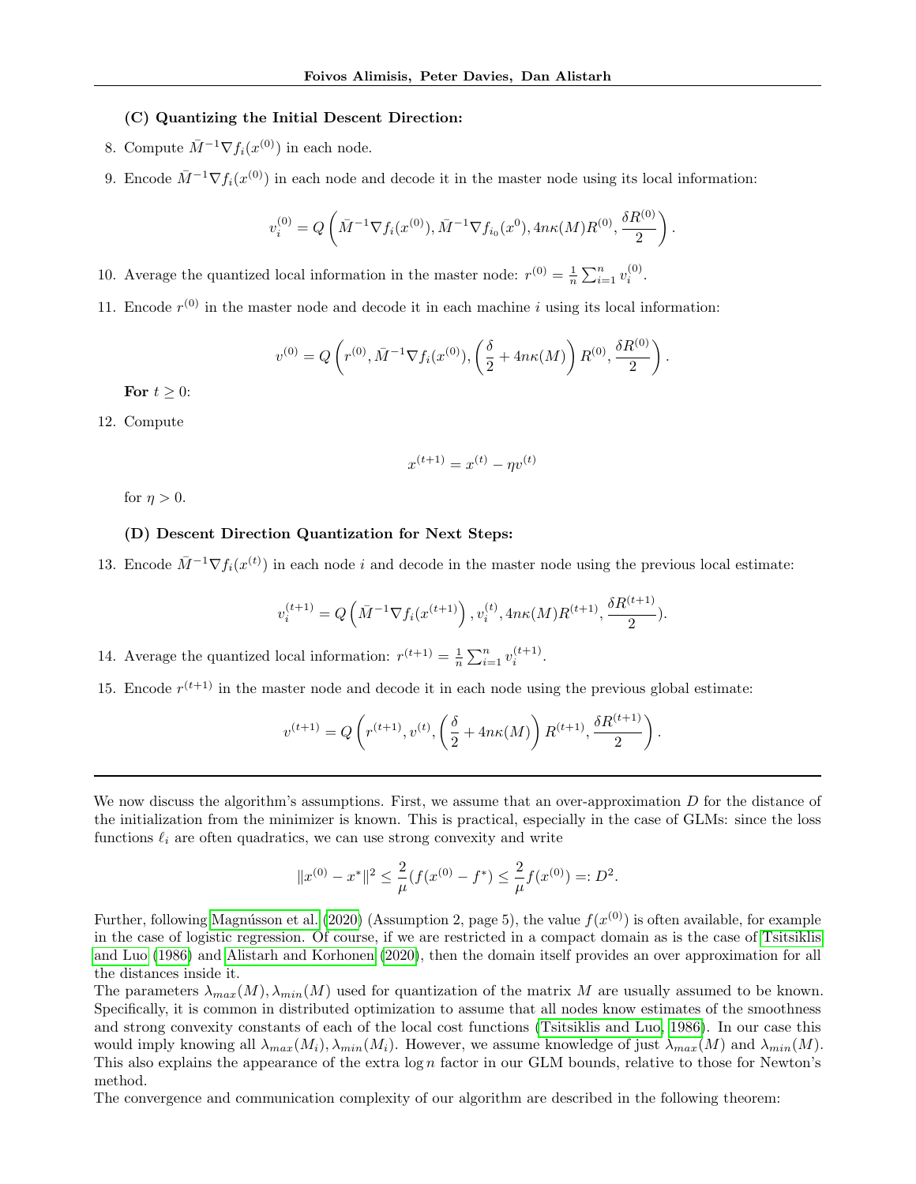**(C) Quantizing the Initial Descent Direction:**

8. Compute $\bar{M}^{-1}\nabla f_i(x^{(0)})$ in each node.

9. Encode $\bar{M}^{-1}\nabla f_i(x^{(0)})$ in each node and decode it in the master node using its local information:

$$v_i^{(0)} = Q\left(\bar{M}^{-1}\nabla f_i(x^{(0)}), \bar{M}^{-1}\nabla f_{i_0}(x^0), 4n\kappa(M)R^{(0)}, \frac{\delta R^{(0)}}{2}\right).$$

10. Average the quantized local information in the master node: $r^{(0)} = \frac{1}{n}\sum_{i=1}^n v_i^{(0)}$.

11. Encode $r^{(0)}$ in the master node and decode it in each machine $i$ using its local information:

$$v^{(0)} = Q\left(r^{(0)}, \bar{M}^{-1}\nabla f_i(x^{(0)}), \left(\frac{\delta}{2} + 4n\kappa(M)\right)R^{(0)}, \frac{\delta R^{(0)}}{2}\right).$$

**For** $t \geq 0$:

12. Compute

$$x^{(t+1)} = x^{(t)} - \eta v^{(t)}$$

for $\eta > 0$.

**(D) Descent Direction Quantization for Next Steps:**

13. Encode $\bar{M}^{-1}\nabla f_i(x^{(t)})$ in each node $i$ and decode in the master node using the previous local estimate:

$$v_i^{(t+1)} = Q\left(\bar{M}^{-1}\nabla f_i(x^{(t+1)})\right., v_i^{(t)}, 4n\kappa(M)R^{(t+1)}, \frac{\delta R^{(t+1)}}{2}).$$

14. Average the quantized local information: $r^{(t+1)} = \frac{1}{n}\sum_{i=1}^n v_i^{(t+1)}$.

15. Encode $r^{(t+1)}$ in the master node and decode it in each node using the previous global estimate:

$$v^{(t+1)} = Q\left(r^{(t+1)}, v^{(t)}, \left(\frac{\delta}{2} + 4n\kappa(M)\right)R^{(t+1)}, \frac{\delta R^{(t+1)}}{2}\right).$$

---

We now discuss the algorithm's assumptions. First, we assume that an over-approximation $D$ for the distance of the initialization from the minimizer is known. This is practical, especially in the case of GLMs: since the loss functions $\ell_i$ are often quadratics, we can use strong convexity and write

$$\|x^{(0)} - x^*\|^2 \leq \frac{2}{\mu}(f(x^{(0)} - f^*) \leq \frac{2}{\mu}f(x^{(0)}) =: D^2.$$

Further, following Magnússon et al. (2020) (Assumption 2, page 5), the value $f(x^{(0)})$ is often available, for example in the case of logistic regression. Of course, if we are restricted in a compact domain as is the case of Tsitsiklis and Luo (1986) and Alistarh and Korhonen (2020), then the domain itself provides an over approximation for all the distances inside it.

The parameters $\lambda_{max}(M), \lambda_{min}(M)$ used for quantization of the matrix $M$ are usually assumed to be known. Specifically, it is common in distributed optimization to assume that all nodes know estimates of the smoothness and strong convexity constants of each of the local cost functions (Tsitsiklis and Luo, 1986). In our case this would imply knowing all $\lambda_{max}(M_i), \lambda_{min}(M_i)$. However, we assume knowledge of just $\lambda_{max}(M)$ and $\lambda_{min}(M)$. This also explains the appearance of the extra $\log n$ factor in our GLM bounds, relative to those for Newton's method.

The convergence and communication complexity of our algorithm are described in the following theorem: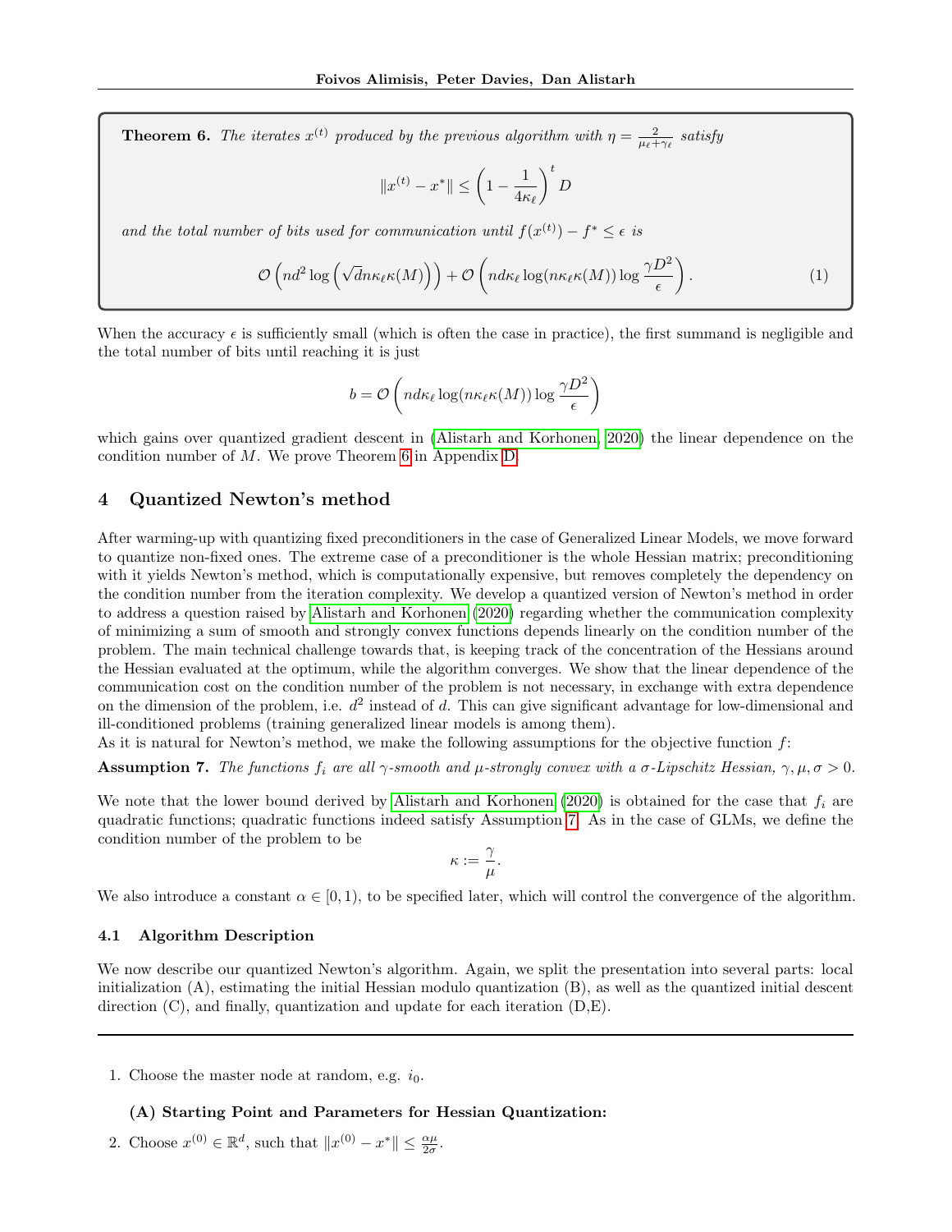**Theorem 6.** *The iterates $x^{(t)}$ produced by the previous algorithm with $\eta = \frac{2}{\mu_\ell + \gamma_\ell}$ satisfy*

$$\|x^{(t)} - x^*\| \leq \left(1 - \frac{1}{4\kappa_\ell}\right)^t D$$

*and the total number of bits used for communication until $f(x^{(t)}) - f^* \leq \epsilon$ is*

$$\mathcal{O}\left(nd^2 \log\left(\sqrt{d}n\kappa_\ell\kappa(M)\right)\right) + \mathcal{O}\left(nd\kappa_\ell \log(n\kappa_\ell\kappa(M)) \log \frac{\gamma D^2}{\epsilon}\right). \tag{1}$$

When the accuracy $\epsilon$ is sufficiently small (which is often the case in practice), the first summand is negligible and the total number of bits until reaching it is just

$$b = \mathcal{O}\left(nd\kappa_\ell \log(n\kappa_\ell\kappa(M)) \log \frac{\gamma D^2}{\epsilon}\right)$$

which gains over quantized gradient descent in (Alistarh and Korhonen, 2020) the linear dependence on the condition number of $M$. We prove Theorem 6 in Appendix D.

## 4 Quantized Newton's method

After warming-up with quantizing fixed preconditioners in the case of Generalized Linear Models, we move forward to quantize non-fixed ones. The extreme case of a preconditioner is the whole Hessian matrix; preconditioning with it yields Newton's method, which is computationally expensive, but removes completely the dependency on the condition number from the iteration complexity. We develop a quantized version of Newton's method in order to address a question raised by Alistarh and Korhonen (2020) regarding whether the communication complexity of minimizing a sum of smooth and strongly convex functions depends linearly on the condition number of the problem. The main technical challenge towards that, is keeping track of the concentration of the Hessians around the Hessian evaluated at the optimum, while the algorithm converges. We show that the linear dependence of the communication cost on the condition number of the problem is not necessary, in exchange with extra dependence on the dimension of the problem, i.e. $d^2$ instead of $d$. This can give significant advantage for low-dimensional and ill-conditioned problems (training generalized linear models is among them).
As it is natural for Newton's method, we make the following assumptions for the objective function $f$:

**Assumption 7.** *The functions $f_i$ are all $\gamma$-smooth and $\mu$-strongly convex with a $\sigma$-Lipschitz Hessian, $\gamma, \mu, \sigma > 0$.*

We note that the lower bound derived by Alistarh and Korhonen (2020) is obtained for the case that $f_i$ are quadratic functions; quadratic functions indeed satisfy Assumption 7. As in the case of GLMs, we define the condition number of the problem to be

$$\kappa := \frac{\gamma}{\mu}.$$

We also introduce a constant $\alpha \in [0, 1)$, to be specified later, which will control the convergence of the algorithm.

### 4.1 Algorithm Description

We now describe our quantized Newton's algorithm. Again, we split the presentation into several parts: local initialization (A), estimating the initial Hessian modulo quantization (B), as well as the quantized initial descent direction (C), and finally, quantization and update for each iteration (D,E).

---

1. Choose the master node at random, e.g. $i_0$.

**(A) Starting Point and Parameters for Hessian Quantization:**

2. Choose $x^{(0)} \in \mathbb{R}^d$, such that $\|x^{(0)} - x^*\| \leq \frac{\alpha\mu}{2\sigma}$.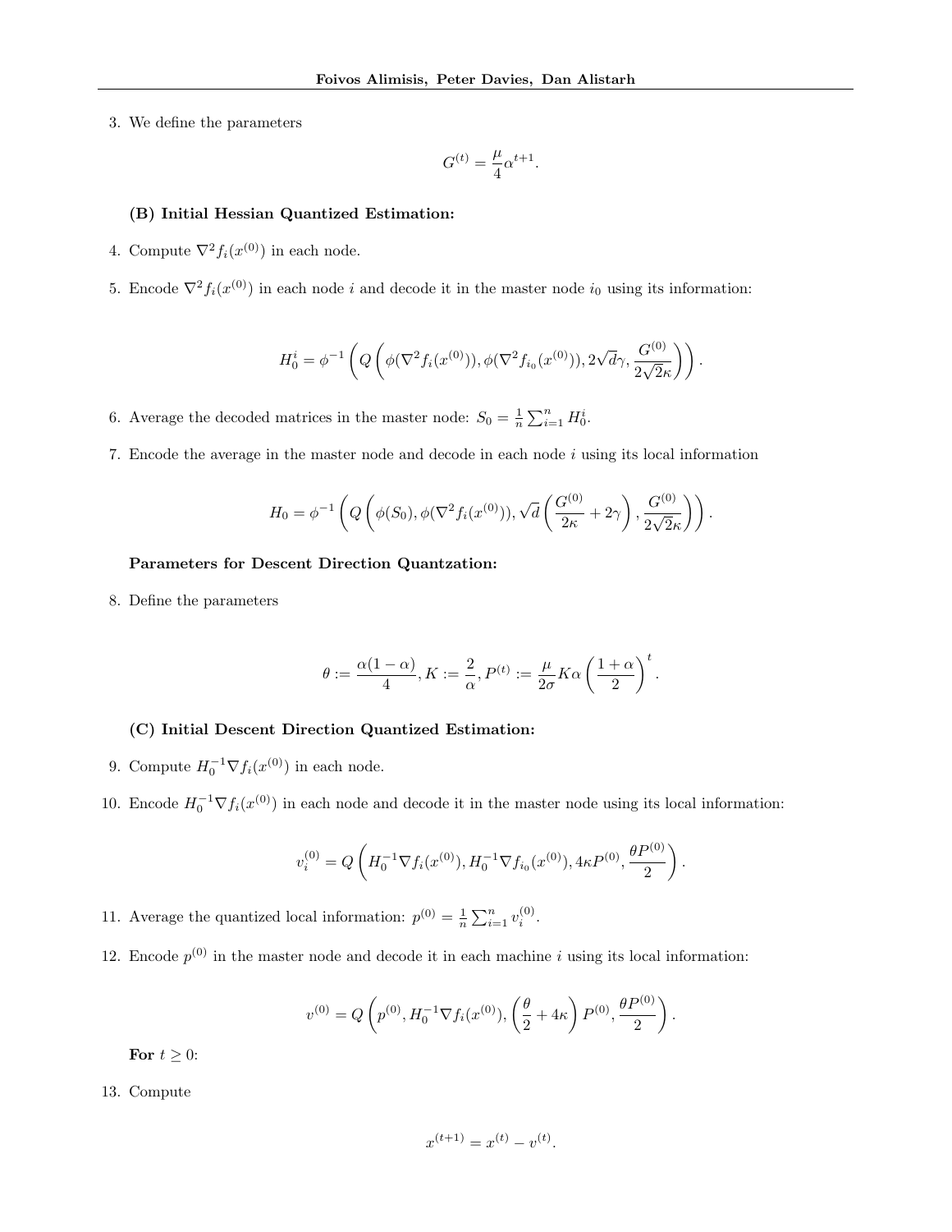3. We define the parameters

$$G^{(t)} = \frac{\mu}{4}\alpha^{t+1}.$$

**(B) Initial Hessian Quantized Estimation:**

4. Compute $\nabla^2 f_i(x^{(0)})$ in each node.

5. Encode $\nabla^2 f_i(x^{(0)})$ in each node $i$ and decode it in the master node $i_0$ using its information:

$$H_0^i = \phi^{-1}\left(Q\left(\phi(\nabla^2 f_i(x^{(0)})), \phi(\nabla^2 f_{i_0}(x^{(0)})), 2\sqrt{d}\gamma, \frac{G^{(0)}}{2\sqrt{2}\kappa}\right)\right).$$

6. Average the decoded matrices in the master node: $S_0 = \frac{1}{n}\sum_{i=1}^{n} H_0^i$.

7. Encode the average in the master node and decode in each node $i$ using its local information

$$H_0 = \phi^{-1}\left(Q\left(\phi(S_0), \phi(\nabla^2 f_i(x^{(0)})), \sqrt{d}\left(\frac{G^{(0)}}{2\kappa} + 2\gamma\right), \frac{G^{(0)}}{2\sqrt{2}\kappa}\right)\right).$$

**Parameters for Descent Direction Quantzation:**

8. Define the parameters

$$\theta := \frac{\alpha(1-\alpha)}{4}, K := \frac{2}{\alpha}, P^{(t)} := \frac{\mu}{2\sigma}K\alpha\left(\frac{1+\alpha}{2}\right)^t.$$

**(C) Initial Descent Direction Quantized Estimation:**

9. Compute $H_0^{-1}\nabla f_i(x^{(0)})$ in each node.

10. Encode $H_0^{-1}\nabla f_i(x^{(0)})$ in each node and decode it in the master node using its local information:

$$v_i^{(0)} = Q\left(H_0^{-1}\nabla f_i(x^{(0)}), H_0^{-1}\nabla f_{i_0}(x^{(0)}), 4\kappa P^{(0)}, \frac{\theta P^{(0)}}{2}\right).$$

11. Average the quantized local information: $p^{(0)} = \frac{1}{n}\sum_{i=1}^{n} v_i^{(0)}$.

12. Encode $p^{(0)}$ in the master node and decode it in each machine $i$ using its local information:

$$v^{(0)} = Q\left(p^{(0)}, H_0^{-1}\nabla f_i(x^{(0)}), \left(\frac{\theta}{2} + 4\kappa\right)P^{(0)}, \frac{\theta P^{(0)}}{2}\right).$$

**For** $t \geq 0$:

13. Compute

$$x^{(t+1)} = x^{(t)} - v^{(t)}.$$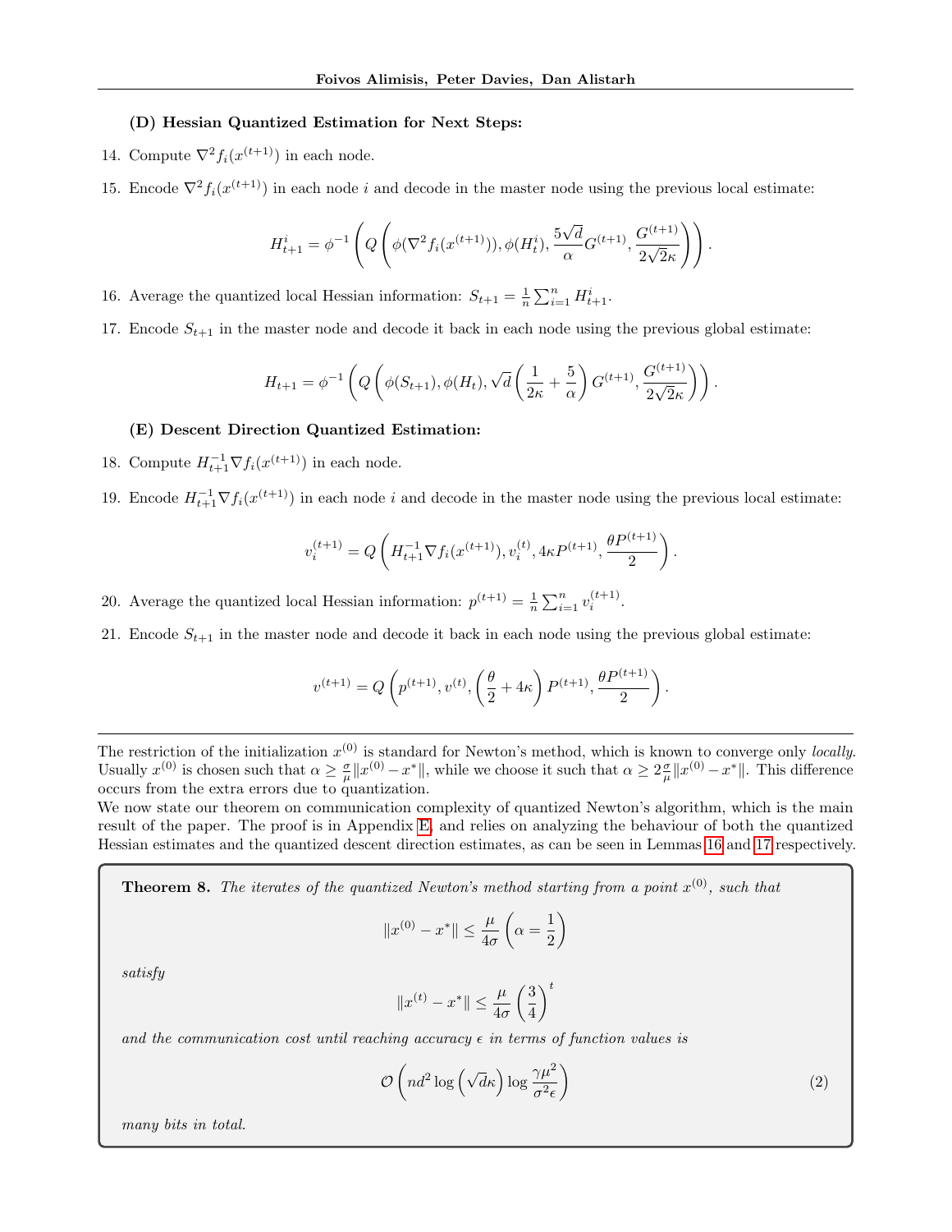**(D) Hessian Quantized Estimation for Next Steps:**

14. Compute $\nabla^2 f_i(x^{(t+1)})$ in each node.
15. Encode $\nabla^2 f_i(x^{(t+1)})$ in each node $i$ and decode in the master node using the previous local estimate:

$$H^i_{t+1} = \phi^{-1}\left(Q\left(\phi(\nabla^2 f_i(x^{(t+1)})), \phi(H^i_t), \frac{5\sqrt{d}}{\alpha}G^{(t+1)}, \frac{G^{(t+1)}}{2\sqrt{2}\kappa}\right)\right).$$

16. Average the quantized local Hessian information: $S_{t+1} = \frac{1}{n}\sum_{i=1}^n H^i_{t+1}$.
17. Encode $S_{t+1}$ in the master node and decode it back in each node using the previous global estimate:

$$H_{t+1} = \phi^{-1}\left(Q\left(\phi(S_{t+1}), \phi(H_t), \sqrt{d}\left(\frac{1}{2\kappa} + \frac{5}{\alpha}\right)G^{(t+1)}, \frac{G^{(t+1)}}{2\sqrt{2}\kappa}\right)\right).$$

**(E) Descent Direction Quantized Estimation:**

18. Compute $H^{-1}_{t+1}\nabla f_i(x^{(t+1)})$ in each node.
19. Encode $H^{-1}_{t+1}\nabla f_i(x^{(t+1)})$ in each node $i$ and decode in the master node using the previous local estimate:

$$v_i^{(t+1)} = Q\left(H^{-1}_{t+1}\nabla f_i(x^{(t+1)}), v_i^{(t)}, 4\kappa P^{(t+1)}, \frac{\theta P^{(t+1)}}{2}\right).$$

20. Average the quantized local Hessian information: $p^{(t+1)} = \frac{1}{n}\sum_{\epsilon=1}^n v_i^{(t+1)}$.
21. Encode $S_{t+1}$ in the master node and decode it back in each node using the previous global estimate:

$$v^{(t+1)} = Q\left(p^{(t+1)}, v^{(t)}, \left(\frac{\theta}{2} + 4\kappa\right)P^{(t+1)}, \frac{\theta P^{(t+1)}}{2}\right).$$

---

The restriction of the initialization $x^{(0)}$ is standard for Newton's method, which is known to converge only *locally*. Usually $x^{(0)}$ is chosen such that $\alpha \geq \frac{\sigma}{\mu}\|x^{(0)} - x^*\|$, while we choose it such that $\alpha \geq 2\frac{\sigma}{\mu}\|x^{(0)} - x^*\|$. This difference occurs from the extra errors due to quantization.

We now state our theorem on communication complexity of quantized Newton's algorithm, which is the main result of the paper. The proof is in Appendix E, and relies on analyzing the behaviour of both the quantized Hessian estimates and the quantized descent direction estimates, as can be seen in Lemmas 16 and 17 respectively.

**Theorem 8.** *The iterates of the quantized Newton's method starting from a point $x^{(0)}$, such that*

$$\|x^{(0)} - x^*\| \leq \frac{\mu}{4\sigma}\left(\alpha = \frac{1}{2}\right)$$

*satisfy*

$$\|x^{(t)} - x^*\| \leq \frac{\mu}{4\sigma}\left(\frac{3}{4}\right)^t$$

*and the communication cost until reaching accuracy $\epsilon$ in terms of function values is*

$$\mathcal{O}\left(nd^2 \log\left(\sqrt{d}\kappa\right)\log\frac{\gamma\mu^2}{\sigma^2\epsilon}\right) \tag{2}$$

*many bits in total.*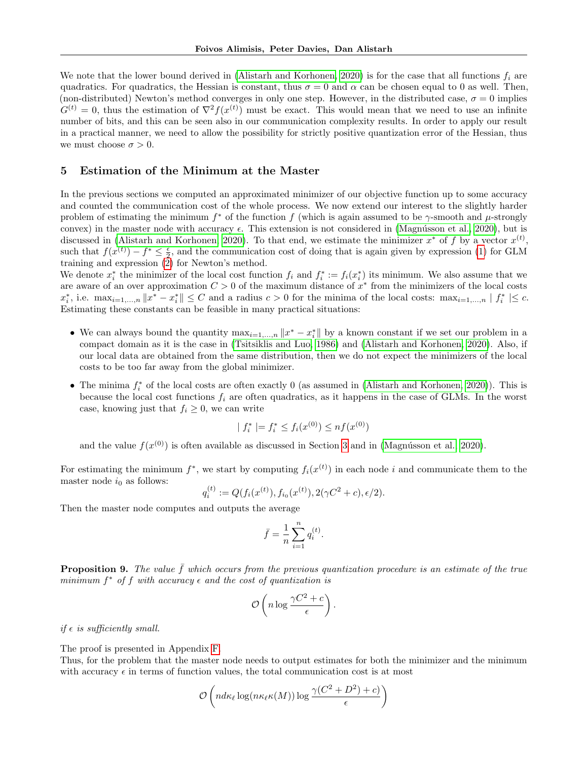We note that the lower bound derived in (Alistarh and Korhonen, 2020) is for the case that all functions $f_i$ are quadratics. For quadratics, the Hessian is constant, thus $\sigma = 0$ and $\alpha$ can be chosen equal to 0 as well. Then, (non-distributed) Newton's method converges in only one step. However, in the distributed case, $\sigma = 0$ implies $G^{(t)} = 0$, thus the estimation of $\nabla^2 f(x^{(t)})$ must be exact. This would mean that we need to use an infinite number of bits, and this can be seen also in our communication complexity results. In order to apply our result in a practical manner, we need to allow the possibility for strictly positive quantization error of the Hessian, thus we must choose $\sigma > 0$.

## 5 Estimation of the Minimum at the Master

In the previous sections we computed an approximated minimizer of our objective function up to some accuracy and counted the communication cost of the whole process. We now extend our interest to the slightly harder problem of estimating the minimum $f^*$ of the function $f$ (which is again assumed to be $\gamma$-smooth and $\mu$-strongly convex) in the master node with accuracy $\epsilon$. This extension is not considered in (Magnússon et al., 2020), but is discussed in (Alistarh and Korhonen, 2020). To that end, we estimate the minimizer $x^*$ of $f$ by a vector $x^{(t)}$, such that $f(x^{(t)}) - f^* \leq \frac{\epsilon}{2}$, and the communication cost of doing that is again given by expression (1) for GLM training and expression (2) for Newton's method.

We denote $x_i^*$ the minimizer of the local cost function $f_i$ and $f_i^* := f_i(x_i^*)$ its minimum. We also assume that we are aware of an over approximation $C > 0$ of the maximum distance of $x^*$ from the minimizers of the local costs $x_i^*$, i.e. $\max_{i=1,\dots,n} \|x^* - x_i^*\| \leq C$ and a radius $c > 0$ for the minima of the local costs: $\max_{i=1,\dots,n} \mid f_i^* \mid \leq c$. Estimating these constants can be feasible in many practical situations:

- We can always bound the quantity $\max_{i=1,\dots,n} \|x^* - x_i^*\|$ by a known constant if we set our problem in a compact domain as it is the case in (Tsitsiklis and Luo, 1986) and (Alistarh and Korhonen, 2020). Also, if our local data are obtained from the same distribution, then we do not expect the minimizers of the local costs to be too far away from the global minimizer.
- The minima $f_i^*$ of the local costs are often exactly 0 (as assumed in (Alistarh and Korhonen, 2020)). This is because the local cost functions $f_i$ are often quadratics, as it happens in the case of GLMs. In the worst case, knowing just that $f_i \geq 0$, we can write

$$\mid f_i^* \mid = f_i^* \leq f_i(x^{(0)}) \leq n f(x^{(0)})$$

  and the value $f(x^{(0)})$ is often available as discussed in Section 3 and in (Magnússon et al., 2020).

For estimating the minimum $f^*$, we start by computing $f_i(x^{(t)})$ in each node $i$ and communicate them to the master node $i_0$ as follows:

$$q_i^{(t)} := Q(f_i(x^{(t)}), f_{i_0}(x^{(t)}), 2(\gamma C^2 + c), \epsilon/2).$$

Then the master node computes and outputs the average

$$\bar{f} = \frac{1}{n} \sum_{i=1}^{n} q_i^{(t)}.$$

**Proposition 9.** *The value $\bar{f}$ which occurs from the previous quantization procedure is an estimate of the true minimum $f^*$ of $f$ with accuracy $\epsilon$ and the cost of quantization is*

$$\mathcal{O}\left(n \log \frac{\gamma C^2 + c}{\epsilon}\right).$$

*if $\epsilon$ is sufficiently small.*

The proof is presented in Appendix F.

Thus, for the problem that the master node needs to output estimates for both the minimizer and the minimum with accuracy $\epsilon$ in terms of function values, the total communication cost is at most

$$\mathcal{O}\left(nd\kappa_\ell \log(n\kappa_\ell \kappa(M)) \log \frac{\gamma(C^2 + D^2) + c)}{\epsilon}\right)$$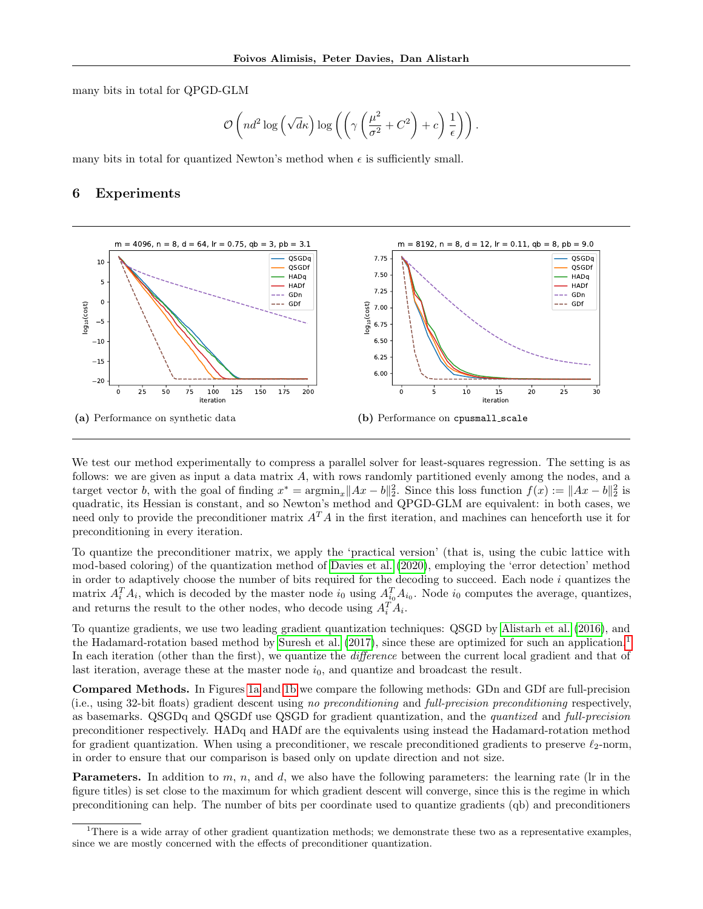many bits in total for QPGD-GLM

$$\mathcal{O}\left(nd^2 \log\left(\sqrt{d}\kappa\right) \log\left(\left(\gamma\left(\frac{\mu^2}{\sigma^2} + C^2\right) + c\right)\frac{1}{\epsilon}\right)\right).$$

many bits in total for quantized Newton's method when $\epsilon$ is sufficiently small.

## 6 Experiments

**(a)** Performance on synthetic data

**(b)** Performance on cpusmall_scale

We test our method experimentally to compress a parallel solver for least-squares regression. The setting is as follows: we are given as input a data matrix $A$, with rows randomly partitioned evenly among the nodes, and a target vector $b$, with the goal of finding $x^* = \arg\min_x \|Ax - b\|_2^2$. Since this loss function $f(x) := \|Ax - b\|_2^2$ is quadratic, its Hessian is constant, and so Newton's method and QPGD-GLM are equivalent: in both cases, we need only to provide the preconditioner matrix $A^T A$ in the first iteration, and machines can henceforth use it for preconditioning in every iteration.

To quantize the preconditioner matrix, we apply the 'practical version' (that is, using the cubic lattice with mod-based coloring) of the quantization method of Davies et al. (2020), employing the 'error detection' method in order to adaptively choose the number of bits required for the decoding to succeed. Each node $i$ quantizes the matrix $A_i^T A_i$, which is decoded by the master node $i_0$ using $A_{i_0}^T A_{i_0}$. Node $i_0$ computes the average, quantizes, and returns the result to the other nodes, who decode using $A_i^T A_i$.

To quantize gradients, we use two leading gradient quantization techniques: QSGD by Alistarh et al. (2016), and the Hadamard-rotation based method by Suresh et al. (2017), since these are optimized for such an application.[1] In each iteration (other than the first), we quantize the *difference* between the current local gradient and that of last iteration, average these at the master node $i_0$, and quantize and broadcast the result.

**Compared Methods.** In Figures 1a and 1b we compare the following methods: GDn and GDf are full-precision (i.e., using 32-bit floats) gradient descent using *no preconditioning* and *full-precision preconditioning* respectively, as basemarks. QSGDq and QSGDf use QSGD for gradient quantization, and the *quantized* and *full-precision* preconditioner respectively. HADq and HADf are the equivalents using instead the Hadamard-rotation method for gradient quantization. When using a preconditioner, we rescale preconditioned gradients to preserve $\ell_2$-norm, in order to ensure that our comparison is based only on update direction and not size.

**Parameters.** In addition to $m$, $n$, and $d$, we also have the following parameters: the learning rate (lr in the figure titles) is set close to the maximum for which gradient descent will converge, since this is the regime in which preconditioning can help. The number of bits per coordinate used to quantize gradients (qb) and preconditioners

[1] There is a wide array of other gradient quantization methods; we demonstrate these two as a representative examples, since we are mostly concerned with the effects of preconditioner quantization.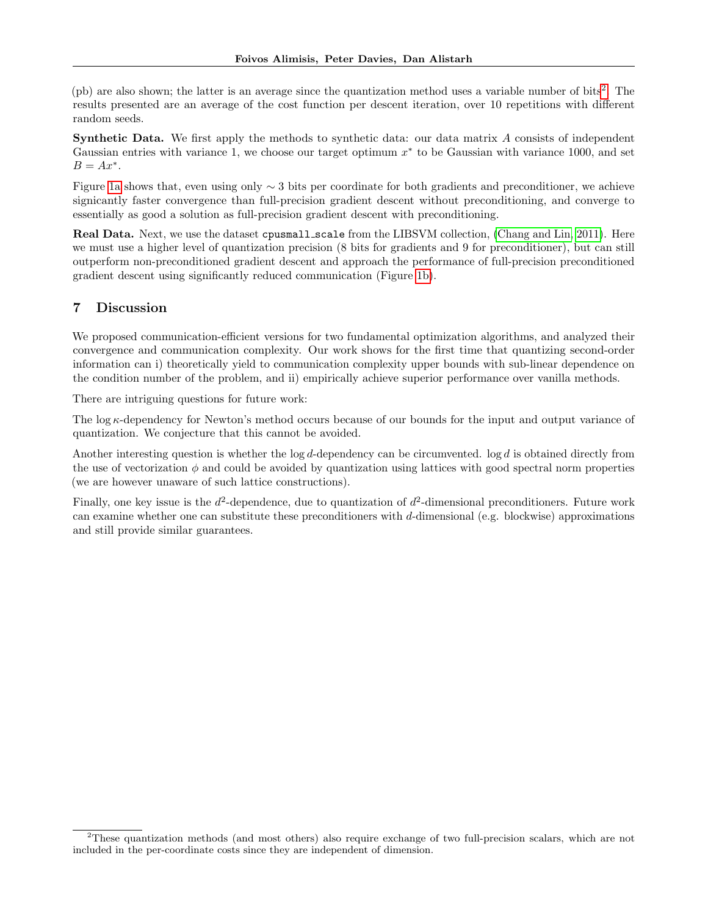(pb) are also shown; the latter is an average since the quantization method uses a variable number of bits[2]. The results presented are an average of the cost function per descent iteration, over 10 repetitions with different random seeds.

**Synthetic Data.** We first apply the methods to synthetic data: our data matrix $A$ consists of independent Gaussian entries with variance 1, we choose our target optimum $x^*$ to be Gaussian with variance 1000, and set $B = Ax^*$.

Figure 1a shows that, even using only $\sim 3$ bits per coordinate for both gradients and preconditioner, we achieve signicantly faster convergence than full-precision gradient descent without preconditioning, and converge to essentially as good a solution as full-precision gradient descent with preconditioning.

**Real Data.** Next, we use the dataset `cpusmall_scale` from the LIBSVM collection, (Chang and Lin, 2011). Here we must use a higher level of quantization precision (8 bits for gradients and 9 for preconditioner), but can still outperform non-preconditioned gradient descent and approach the performance of full-precision preconditioned gradient descent using significantly reduced communication (Figure 1b).

## 7 Discussion

We proposed communication-efficient versions for two fundamental optimization algorithms, and analyzed their convergence and communication complexity. Our work shows for the first time that quantizing second-order information can i) theoretically yield to communication complexity upper bounds with sub-linear dependence on the condition number of the problem, and ii) empirically achieve superior performance over vanilla methods.

There are intriguing questions for future work:

The $\log \kappa$-dependency for Newton's method occurs because of our bounds for the input and output variance of quantization. We conjecture that this cannot be avoided.

Another interesting question is whether the $\log d$-dependency can be circumvented. $\log d$ is obtained directly from the use of vectorization $\phi$ and could be avoided by quantization using lattices with good spectral norm properties (we are however unaware of such lattice constructions).

Finally, one key issue is the $d^2$-dependence, due to quantization of $d^2$-dimensional preconditioners. Future work can examine whether one can substitute these preconditioners with $d$-dimensional (e.g. blockwise) approximations and still provide similar guarantees.

[2] These quantization methods (and most others) also require exchange of two full-precision scalars, which are not included in the per-coordinate costs since they are independent of dimension.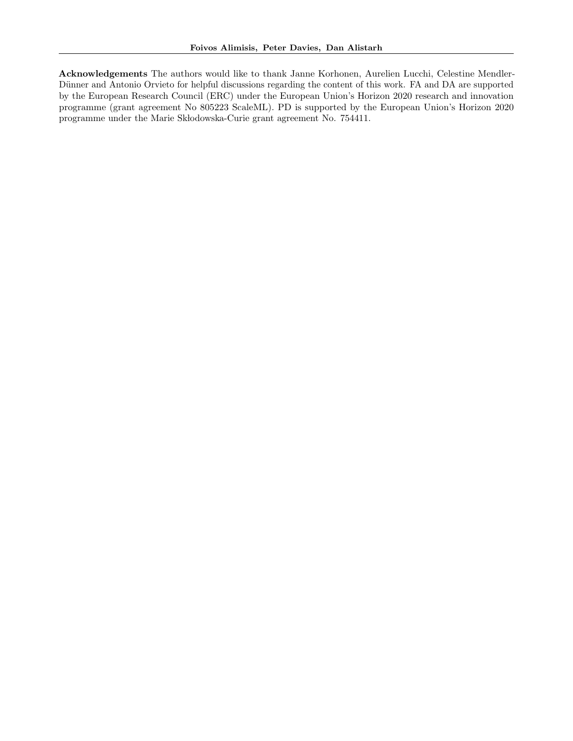**Acknowledgements** The authors would like to thank Janne Korhonen, Aurelien Lucchi, Celestine Mendler-Dünner and Antonio Orvieto for helpful discussions regarding the content of this work. FA and DA are supported by the European Research Council (ERC) under the European Union's Horizon 2020 research and innovation programme (grant agreement No 805223 ScaleML). PD is supported by the European Union's Horizon 2020 programme under the Marie Skłodowska-Curie grant agreement No. 754411.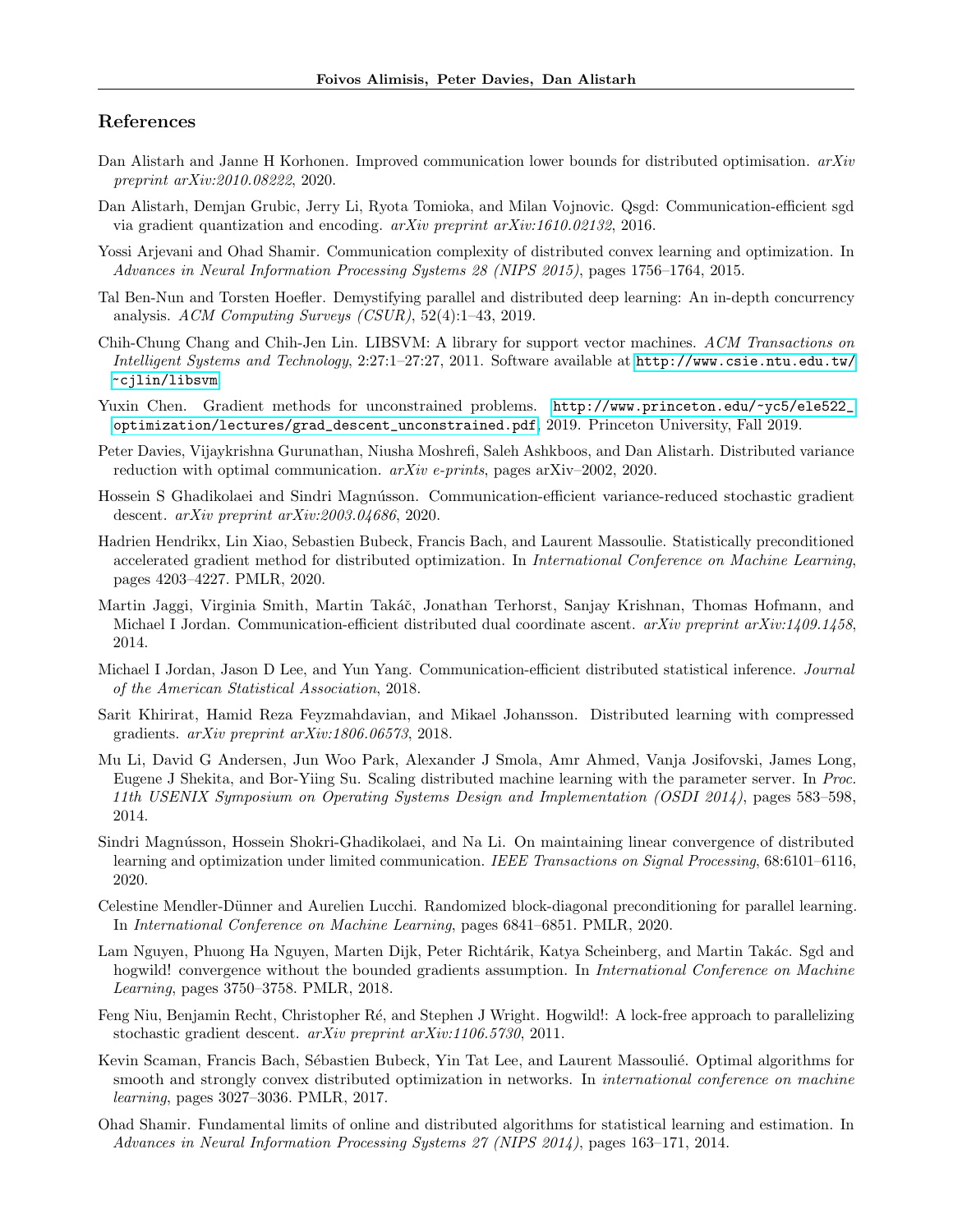## References

Dan Alistarh and Janne H Korhonen. Improved communication lower bounds for distributed optimisation. *arXiv preprint arXiv:2010.08222*, 2020.

Dan Alistarh, Demjan Grubic, Jerry Li, Ryota Tomioka, and Milan Vojnovic. Qsgd: Communication-efficient sgd via gradient quantization and encoding. *arXiv preprint arXiv:1610.02132*, 2016.

Yossi Arjevani and Ohad Shamir. Communication complexity of distributed convex learning and optimization. In *Advances in Neural Information Processing Systems 28 (NIPS 2015)*, pages 1756–1764, 2015.

Tal Ben-Nun and Torsten Hoefler. Demystifying parallel and distributed deep learning: An in-depth concurrency analysis. *ACM Computing Surveys (CSUR)*, 52(4):1–43, 2019.

Chih-Chung Chang and Chih-Jen Lin. LIBSVM: A library for support vector machines. *ACM Transactions on Intelligent Systems and Technology*, 2:27:1–27:27, 2011. Software available at http://www.csie.ntu.edu.tw/~cjlin/libsvm.

Yuxin Chen. Gradient methods for unconstrained problems. http://www.princeton.edu/~yc5/ele522_optimization/lectures/grad_descent_unconstrained.pdf, 2019. Princeton University, Fall 2019.

Peter Davies, Vijaykrishna Gurunathan, Niusha Moshrefi, Saleh Ashkboos, and Dan Alistarh. Distributed variance reduction with optimal communication. *arXiv e-prints*, pages arXiv–2002, 2020.

Hossein S Ghadikolaei and Sindri Magnússon. Communication-efficient variance-reduced stochastic gradient descent. *arXiv preprint arXiv:2003.04686*, 2020.

Hadrien Hendrikx, Lin Xiao, Sebastien Bubeck, Francis Bach, and Laurent Massoulie. Statistically preconditioned accelerated gradient method for distributed optimization. In *International Conference on Machine Learning*, pages 4203–4227. PMLR, 2020.

Martin Jaggi, Virginia Smith, Martin Takáč, Jonathan Terhorst, Sanjay Krishnan, Thomas Hofmann, and Michael I Jordan. Communication-efficient distributed dual coordinate ascent. *arXiv preprint arXiv:1409.1458*, 2014.

Michael I Jordan, Jason D Lee, and Yun Yang. Communication-efficient distributed statistical inference. *Journal of the American Statistical Association*, 2018.

Sarit Khirirat, Hamid Reza Feyzmahdavian, and Mikael Johansson. Distributed learning with compressed gradients. *arXiv preprint arXiv:1806.06573*, 2018.

Mu Li, David G Andersen, Jun Woo Park, Alexander J Smola, Amr Ahmed, Vanja Josifovski, James Long, Eugene J Shekita, and Bor-Yiing Su. Scaling distributed machine learning with the parameter server. In *Proc. 11th USENIX Symposium on Operating Systems Design and Implementation (OSDI 2014)*, pages 583–598, 2014.

Sindri Magnússon, Hossein Shokri-Ghadikolaei, and Na Li. On maintaining linear convergence of distributed learning and optimization under limited communication. *IEEE Transactions on Signal Processing*, 68:6101–6116, 2020.

Celestine Mendler-Dünner and Aurelien Lucchi. Randomized block-diagonal preconditioning for parallel learning. In *International Conference on Machine Learning*, pages 6841–6851. PMLR, 2020.

Lam Nguyen, Phuong Ha Nguyen, Marten Dijk, Peter Richtárik, Katya Scheinberg, and Martin Takác. Sgd and hogwild! convergence without the bounded gradients assumption. In *International Conference on Machine Learning*, pages 3750–3758. PMLR, 2018.

Feng Niu, Benjamin Recht, Christopher Ré, and Stephen J Wright. Hogwild!: A lock-free approach to parallelizing stochastic gradient descent. *arXiv preprint arXiv:1106.5730*, 2011.

Kevin Scaman, Francis Bach, Sébastien Bubeck, Yin Tat Lee, and Laurent Massoulié. Optimal algorithms for smooth and strongly convex distributed optimization in networks. In *international conference on machine learning*, pages 3027–3036. PMLR, 2017.

Ohad Shamir. Fundamental limits of online and distributed algorithms for statistical learning and estimation. In *Advances in Neural Information Processing Systems 27 (NIPS 2014)*, pages 163–171, 2014.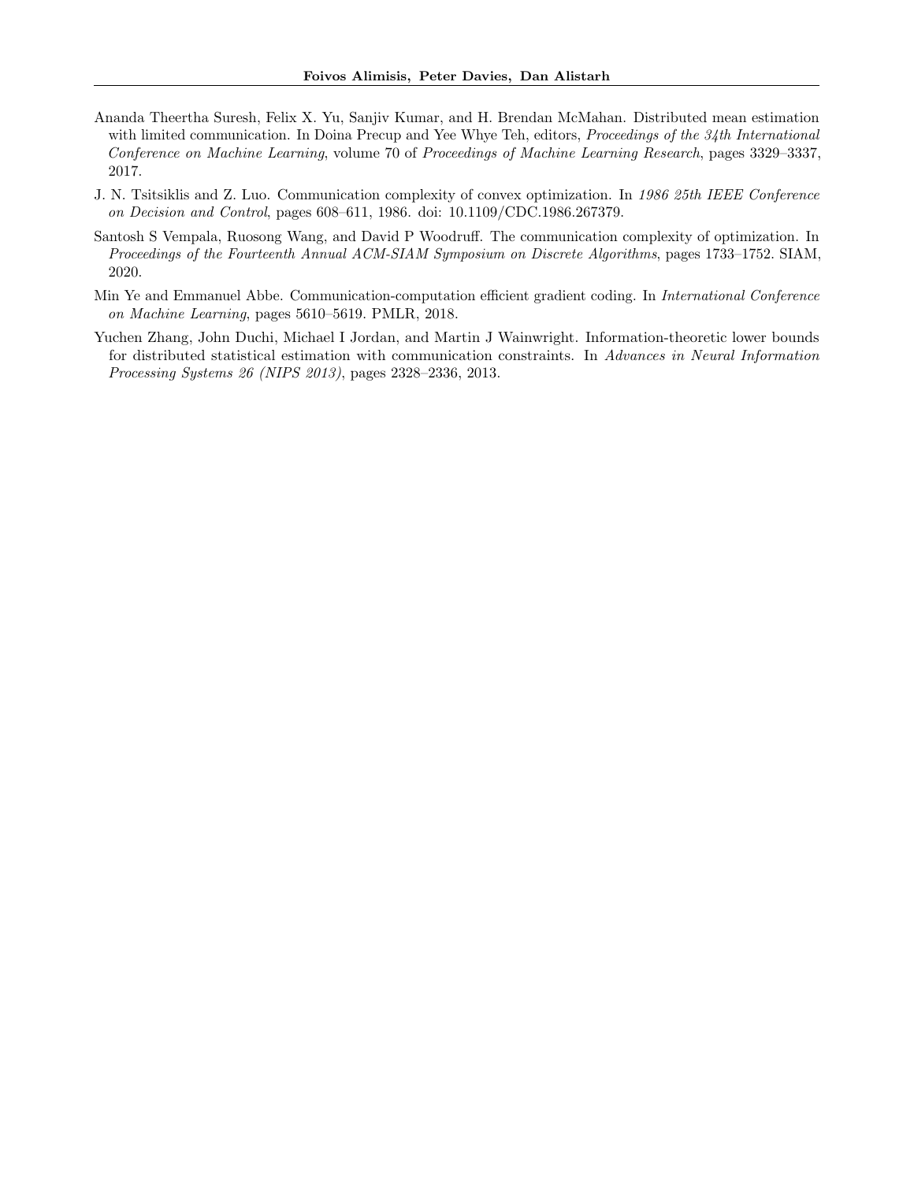Ananda Theertha Suresh, Felix X. Yu, Sanjiv Kumar, and H. Brendan McMahan. Distributed mean estimation with limited communication. In Doina Precup and Yee Whye Teh, editors, *Proceedings of the 34th International Conference on Machine Learning*, volume 70 of *Proceedings of Machine Learning Research*, pages 3329–3337, 2017.

J. N. Tsitsiklis and Z. Luo. Communication complexity of convex optimization. In *1986 25th IEEE Conference on Decision and Control*, pages 608–611, 1986. doi: 10.1109/CDC.1986.267379.

Santosh S Vempala, Ruosong Wang, and David P Woodruff. The communication complexity of optimization. In *Proceedings of the Fourteenth Annual ACM-SIAM Symposium on Discrete Algorithms*, pages 1733–1752. SIAM, 2020.

Min Ye and Emmanuel Abbe. Communication-computation efficient gradient coding. In *International Conference on Machine Learning*, pages 5610–5619. PMLR, 2018.

Yuchen Zhang, John Duchi, Michael I Jordan, and Martin J Wainwright. Information-theoretic lower bounds for distributed statistical estimation with communication constraints. In *Advances in Neural Information Processing Systems 26 (NIPS 2013)*, pages 2328–2336, 2013.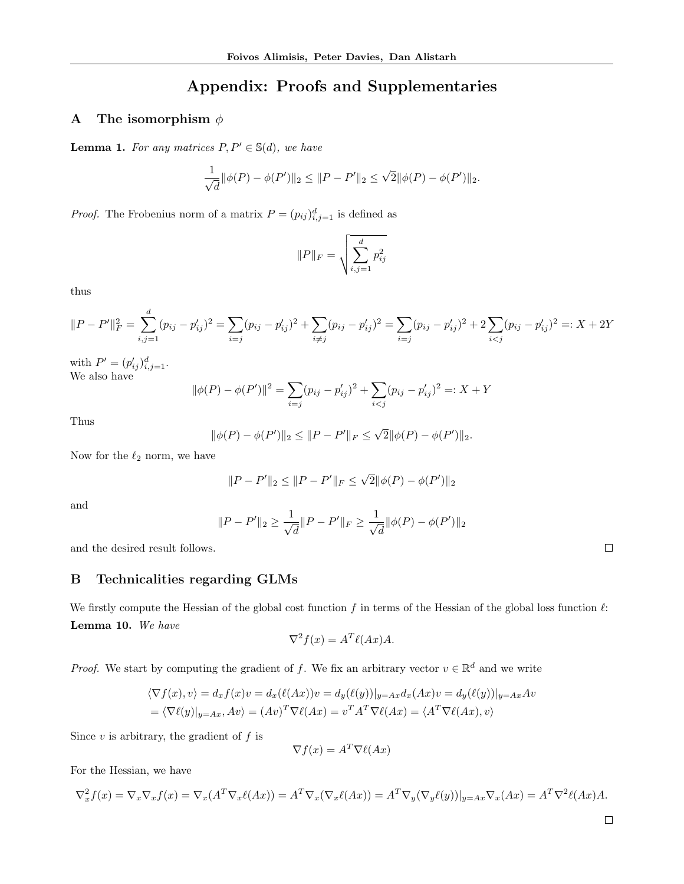# Appendix: Proofs and Supplementaries

## A The isomorphism $\phi$

**Lemma 1.** *For any matrices $P, P' \in \mathbb{S}(d)$, we have*

$$\frac{1}{\sqrt{d}}\|\phi(P) - \phi(P')\|_2 \leq \|P - P'\|_2 \leq \sqrt{2}\|\phi(P) - \phi(P')\|_2.$$

*Proof.* The Frobenius norm of a matrix $P = (p_{ij})_{i,j=1}^d$ is defined as

$$\|P\|_F = \sqrt{\sum_{i,j=1}^d p_{ij}^2}$$

thus

$$\|P - P'\|_F^2 = \sum_{i,j=1}^d (p_{ij} - p'_{ij})^2 = \sum_{i=j}(p_{ij} - p'_{ij})^2 + \sum_{i \neq j}(p_{ij} - p'_{ij})^2 = \sum_{i=j}(p_{ij} - p'_{ij})^2 + 2\sum_{i<j}(p_{ij} - p'_{ij})^2 =: X + 2Y$$

with $P' = (p'_{ij})_{i,j=1}^d$.
We also have

$$\|\phi(P) - \phi(P')\|^2 = \sum_{i=j}(p_{ij} - p'_{ij})^2 + \sum_{i<j}(p_{ij} - p'_{ij})^2 =: X + Y$$

Thus

$$\|\phi(P) - \phi(P')\|_2 \leq \|P - P'\|_F \leq \sqrt{2}\|\phi(P) - \phi(P')\|_2.$$

Now for the $\ell_2$ norm, we have

$$\|P - P'\|_2 \leq \|P - P'\|_F \leq \sqrt{2}\|\phi(P) - \phi(P')\|_2$$

and

$$\|P - P'\|_2 \geq \frac{1}{\sqrt{d}}\|P - P'\|_F \geq \frac{1}{\sqrt{d}}\|\phi(P) - \phi(P')\|_2$$

and the desired result follows. □

## B Technicalities regarding GLMs

We firstly compute the Hessian of the global cost function $f$ in terms of the Hessian of the global loss function $\ell$:

**Lemma 10.** *We have*

$$\nabla^2 f(x) = A^T \ell(Ax) A.$$

*Proof.* We start by computing the gradient of $f$. We fix an arbitrary vector $v \in \mathbb{R}^d$ and we write

$$\begin{aligned}
\langle \nabla f(x), v\rangle &= d_x f(x)v = d_x(\ell(Ax))v = d_y(\ell(y))|_{y=Ax} d_x(Ax)v = d_y(\ell(y))|_{y=Ax} Av \\
&= \langle \nabla \ell(y)|_{y=Ax}, Av\rangle = (Av)^T \nabla \ell(Ax) = v^T A^T \nabla \ell(Ax) = \langle A^T \nabla \ell(Ax), v\rangle
\end{aligned}$$

Since $v$ is arbitrary, the gradient of $f$ is

$$\nabla f(x) = A^T \nabla \ell(Ax)$$

For the Hessian, we have

$$\nabla_x^2 f(x) = \nabla_x \nabla_x f(x) = \nabla_x(A^T \nabla_x \ell(Ax)) = A^T \nabla_x(\nabla_x \ell(Ax)) = A^T \nabla_y(\nabla_y \ell(y))|_{y=Ax} \nabla_x(Ax) = A^T \nabla^2 \ell(Ax) A.$$

□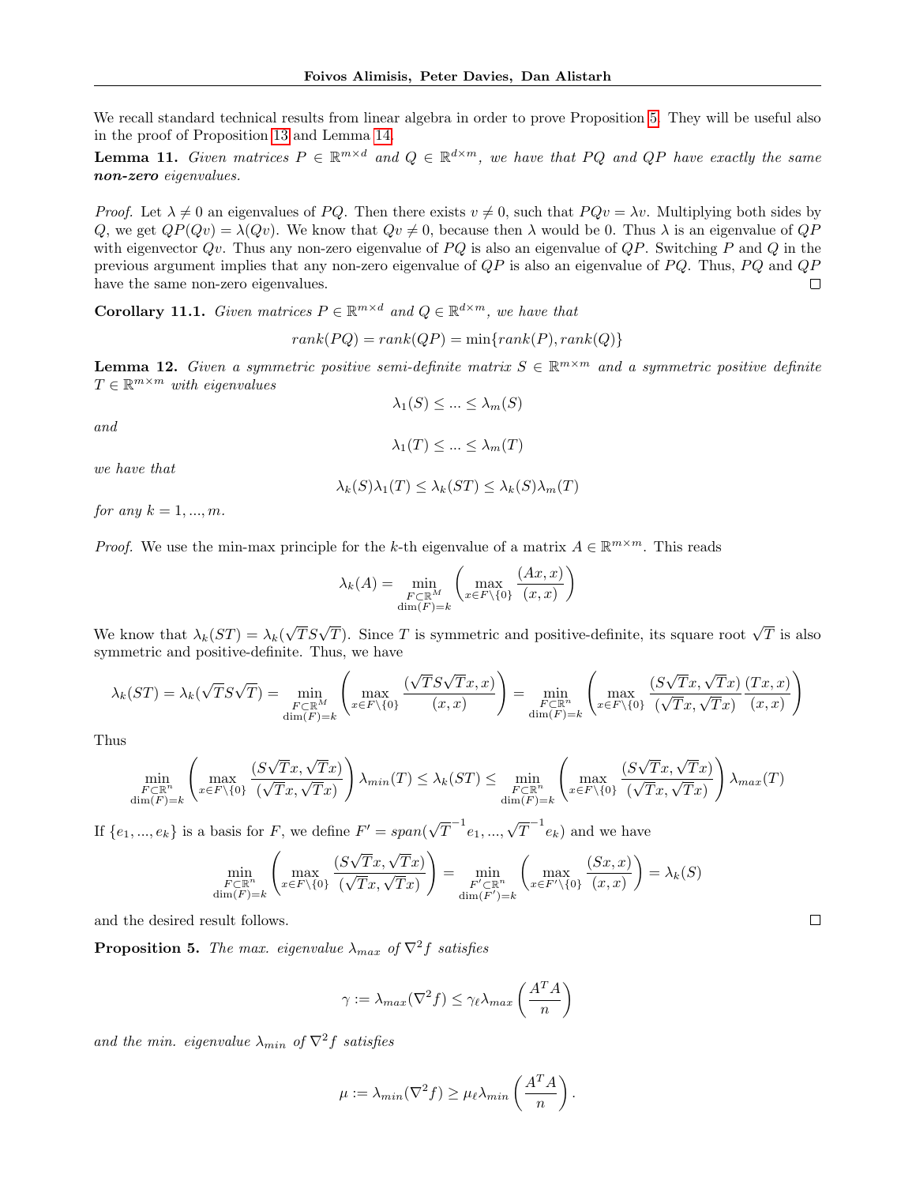We recall standard technical results from linear algebra in order to prove Proposition 5. They will be useful also in the proof of Proposition 13 and Lemma 14.

**Lemma 11.** *Given matrices $P \in \mathbb{R}^{m\times d}$ and $Q \in \mathbb{R}^{d\times m}$, we have that $PQ$ and $QP$ have exactly the same* ***non-zero*** *eigenvalues.*

*Proof.* Let $\lambda \neq 0$ an eigenvalues of $PQ$. Then there exists $v \neq 0$, such that $PQv = \lambda v$. Multiplying both sides by $Q$, we get $QP(Qv) = \lambda(Qv)$. We know that $Qv \neq 0$, because then $\lambda$ would be 0. Thus $\lambda$ is an eigenvalue of $QP$ with eigenvector $Qv$. Thus any non-zero eigenvalue of $PQ$ is also an eigenvalue of $QP$. Switching $P$ and $Q$ in the previous argument implies that any non-zero eigenvalue of $QP$ is also an eigenvalue of $PQ$. Thus, $PQ$ and $QP$ have the same non-zero eigenvalues. □

**Corollary 11.1.** *Given matrices $P \in \mathbb{R}^{m\times d}$ and $Q \in \mathbb{R}^{d\times m}$, we have that*

$$rank(PQ) = rank(QP) = \min\{rank(P), rank(Q)\}$$

**Lemma 12.** *Given a symmetric positive semi-definite matrix $S \in \mathbb{R}^{m\times m}$ and a symmetric positive definite $T \in \mathbb{R}^{m\times m}$ with eigenvalues*

$$\lambda_1(S) \leq ... \leq \lambda_m(S)$$

*and*

$$\lambda_1(T) \leq ... \leq \lambda_m(T)$$

*we have that*

$$\lambda_k(S)\lambda_1(T) \leq \lambda_k(ST) \leq \lambda_k(S)\lambda_m(T)$$

*for any $k = 1, ..., m$.*

*Proof.* We use the min-max principle for the $k$-th eigenvalue of a matrix $A \in \mathbb{R}^{m\times m}$. This reads

$$\lambda_k(A) = \min_{\substack{F\subset\mathbb{R}^M \\ \dim(F)=k}} \left( \max_{x\in F\setminus\{0\}} \frac{(Ax,x)}{(x,x)} \right)$$

We know that $\lambda_k(ST) = \lambda_k(\sqrt{T}S\sqrt{T})$. Since $T$ is symmetric and positive-definite, its square root $\sqrt{T}$ is also symmetric and positive-definite. Thus, we have

$$\lambda_k(ST) = \lambda_k(\sqrt{T}S\sqrt{T}) = \min_{\substack{F\subset\mathbb{R}^M \\ \dim(F)=k}} \left( \max_{x\in F\setminus\{0\}} \frac{(\sqrt{T}S\sqrt{T}x,x)}{(x,x)} \right) = \min_{\substack{F\subset\mathbb{R}^n \\ \dim(F)=k}} \left( \max_{x\in F\setminus\{0\}} \frac{(S\sqrt{T}x,\sqrt{T}x)}{(\sqrt{T}x,\sqrt{T}x)} \frac{(Tx,x)}{(x,x)} \right)$$

Thus

$$\min_{\substack{F\subset\mathbb{R}^n \\ \dim(F)=k}} \left( \max_{x\in F\setminus\{0\}} \frac{(S\sqrt{T}x,\sqrt{T}x)}{(\sqrt{T}x,\sqrt{T}x)} \right) \lambda_{min}(T) \leq \lambda_k(ST) \leq \min_{\substack{F\subset\mathbb{R}^n \\ \dim(F)=k}} \left( \max_{x\in F\setminus\{0\}} \frac{(S\sqrt{T}x,\sqrt{T}x)}{(\sqrt{T}x,\sqrt{T}x)} \right) \lambda_{max}(T)$$

If $\{e_1, ..., e_k\}$ is a basis for $F$, we define $F' = span(\sqrt{T}^{-1}e_1, ..., \sqrt{T}^{-1}e_k)$ and we have

$$\min_{\substack{F\subset\mathbb{R}^n \\ \dim(F)=k}} \left( \max_{x\in F\setminus\{0\}} \frac{(S\sqrt{T}x,\sqrt{T}x)}{(\sqrt{T}x,\sqrt{T}x)} \right) = \min_{\substack{F'\subset\mathbb{R}^n \\ \dim(F')=k}} \left( \max_{x\in F'\setminus\{0\}} \frac{(Sx,x)}{(x,x)} \right) = \lambda_k(S)$$

and the desired result follows. □

**Proposition 5.** *The max. eigenvalue $\lambda_{max}$ of $\nabla^2 f$ satisfies*

$$\gamma := \lambda_{max}(\nabla^2 f) \leq \gamma_\ell \lambda_{max}\left(\frac{A^TA}{n}\right)$$

*and the min. eigenvalue $\lambda_{min}$ of $\nabla^2 f$ satisfies*

$$\mu := \lambda_{min}(\nabla^2 f) \geq \mu_\ell \lambda_{min}\left(\frac{A^TA}{n}\right).$$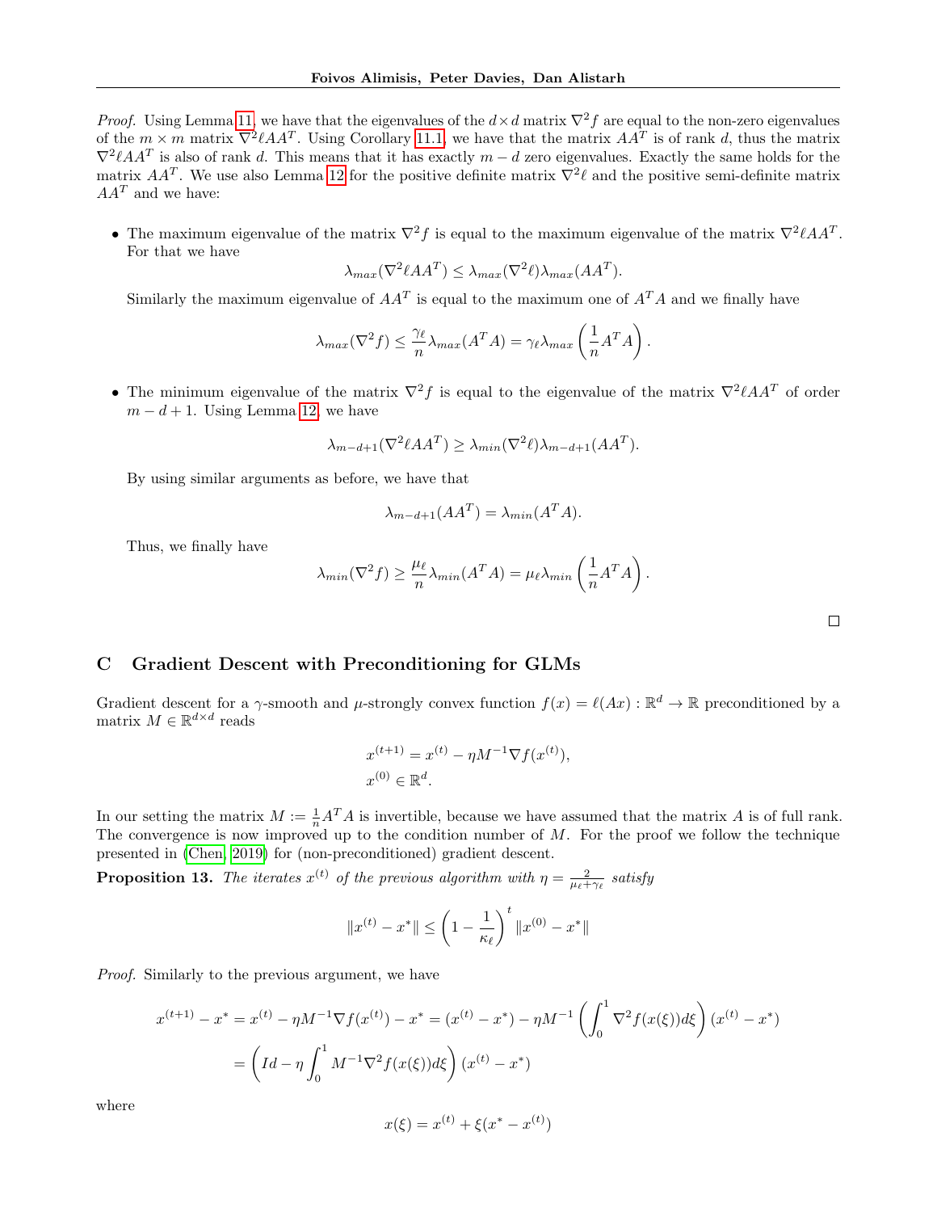*Proof.* Using Lemma 11, we have that the eigenvalues of the $d \times d$ matrix $\nabla^2 f$ are equal to the non-zero eigenvalues of the $m \times m$ matrix $\nabla^2 \ell A A^T$. Using Corollary 11.1, we have that the matrix $AA^T$ is of rank $d$, thus the matrix $\nabla^2 \ell A A^T$ is also of rank $d$. This means that it has exactly $m - d$ zero eigenvalues. Exactly the same holds for the matrix $AA^T$. We use also Lemma 12 for the positive definite matrix $\nabla^2 \ell$ and the positive semi-definite matrix $AA^T$ and we have:

- The maximum eigenvalue of the matrix $\nabla^2 f$ is equal to the maximum eigenvalue of the matrix $\nabla^2 \ell A A^T$. For that we have
$$\lambda_{max}(\nabla^2 \ell A A^T) \leq \lambda_{max}(\nabla^2 \ell) \lambda_{max}(AA^T).$$
Similarly the maximum eigenvalue of $AA^T$ is equal to the maximum one of $A^T A$ and we finally have
$$\lambda_{max}(\nabla^2 f) \leq \frac{\gamma_\ell}{n} \lambda_{max}(A^T A) = \gamma_\ell \lambda_{max}\left(\frac{1}{n} A^T A\right).$$

- The minimum eigenvalue of the matrix $\nabla^2 f$ is equal to the eigenvalue of the matrix $\nabla^2 \ell A A^T$ of order $m - d + 1$. Using Lemma 12, we have
$$\lambda_{m-d+1}(\nabla^2 \ell A A^T) \geq \lambda_{min}(\nabla^2 \ell) \lambda_{m-d+1}(AA^T).$$
By using similar arguments as before, we have that
$$\lambda_{m-d+1}(AA^T) = \lambda_{min}(A^T A).$$
Thus, we finally have
$$\lambda_{min}(\nabla^2 f) \geq \frac{\mu_\ell}{n} \lambda_{min}(A^T A) = \mu_\ell \lambda_{min}\left(\frac{1}{n} A^T A\right).$$

□

## C Gradient Descent with Preconditioning for GLMs

Gradient descent for a $\gamma$-smooth and $\mu$-strongly convex function $f(x) = \ell(Ax) : \mathbb{R}^d \to \mathbb{R}$ preconditioned by a matrix $M \in \mathbb{R}^{d \times d}$ reads

$$x^{(t+1)} = x^{(t)} - \eta M^{-1} \nabla f(x^{(t)}),$$
$$x^{(0)} \in \mathbb{R}^d.$$

In our setting the matrix $M := \frac{1}{n} A^T A$ is invertible, because we have assumed that the matrix $A$ is of full rank. The convergence is now improved up to the condition number of $M$. For the proof we follow the technique presented in (Chen, 2019) for (non-preconditioned) gradient descent.

**Proposition 13.** *The iterates $x^{(t)}$ of the previous algorithm with $\eta = \frac{2}{\mu_\ell + \gamma_\ell}$ satisfy*

$$\|x^{(t)} - x^*\| \leq \left(1 - \frac{1}{\kappa_\ell}\right)^t \|x^{(0)} - x^*\|$$

*Proof.* Similarly to the previous argument, we have

$$x^{(t+1)} - x^* = x^{(t)} - \eta M^{-1} \nabla f(x^{(t)}) - x^* = (x^{(t)} - x^*) - \eta M^{-1} \left(\int_0^1 \nabla^2 f(x(\xi)) d\xi\right)(x^{(t)} - x^*)$$
$$= \left(Id - \eta \int_0^1 M^{-1} \nabla^2 f(x(\xi)) d\xi\right)(x^{(t)} - x^*)$$

where

$$x(\xi) = x^{(t)} + \xi(x^* - x^{(t)})$$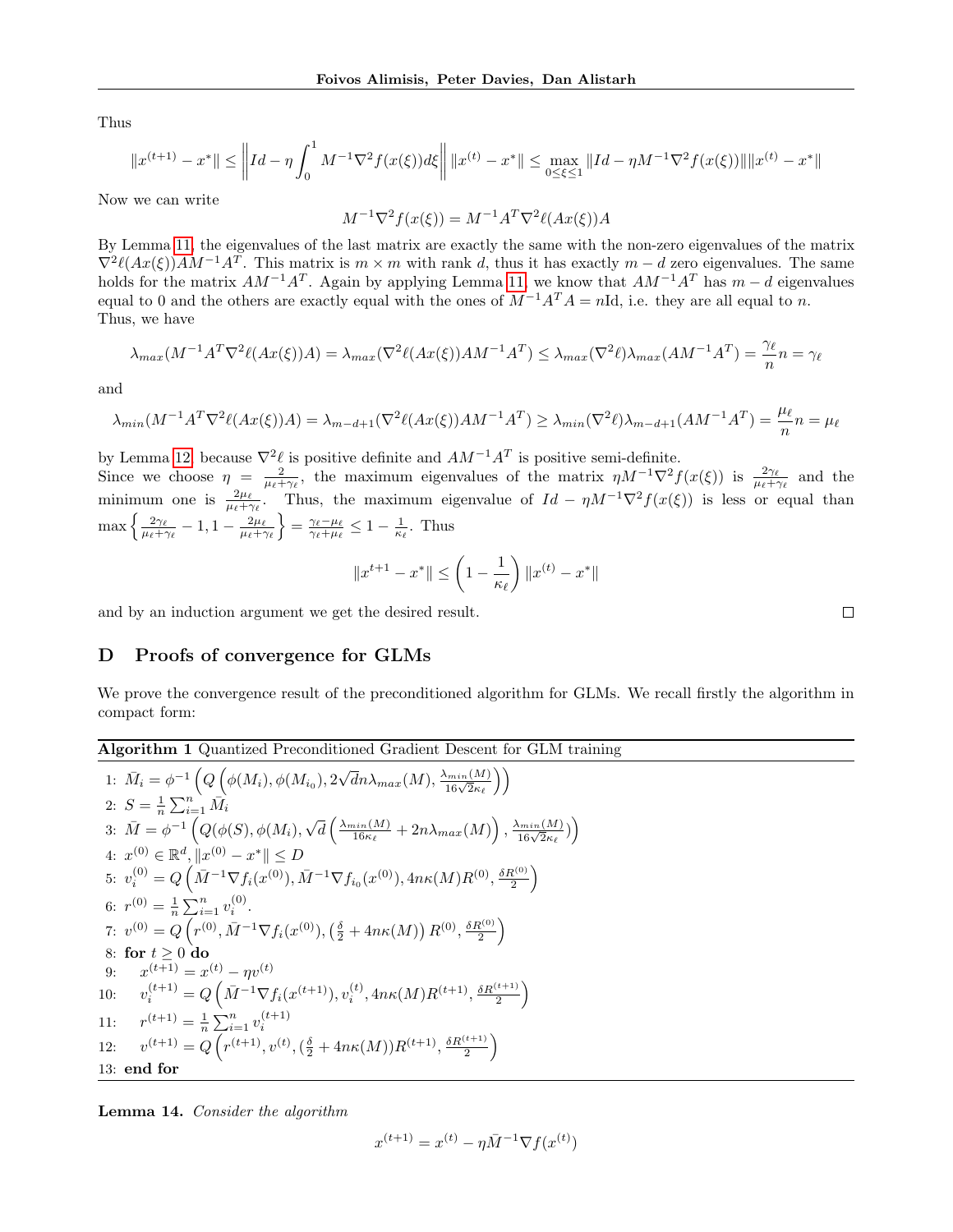Thus

$$\|x^{(t+1)} - x^*\| \leq \left\| Id - \eta \int_0^1 M^{-1}\nabla^2 f(x(\xi))d\xi \right\| \|x^{(t)} - x^*\| \leq \max_{0\leq \xi \leq 1} \|Id - \eta M^{-1}\nabla^2 f(x(\xi))\| \|x^{(t)} - x^*\|$$

Now we can write

$$M^{-1}\nabla^2 f(x(\xi)) = M^{-1}A^T \nabla^2 \ell(Ax(\xi))A$$

By Lemma 11, the eigenvalues of the last matrix are exactly the same with the non-zero eigenvalues of the matrix $\nabla^2 \ell(Ax(\xi))AM^{-1}A^T$. This matrix is $m \times m$ with rank $d$, thus it has exactly $m-d$ zero eigenvalues. The same holds for the matrix $AM^{-1}A^T$. Again by applying Lemma 11, we know that $AM^{-1}A^T$ has $m-d$ eigenvalues equal to 0 and the others are exactly equal with the ones of $M^{-1}A^TA = n\text{Id}$, i.e. they are all equal to $n$. Thus, we have

$$\lambda_{max}(M^{-1}A^T\nabla^2\ell(Ax(\xi))A) = \lambda_{max}(\nabla^2\ell(Ax(\xi))AM^{-1}A^T) \leq \lambda_{max}(\nabla^2\ell)\lambda_{max}(AM^{-1}A^T) = \frac{\gamma_\ell}{n}n = \gamma_\ell$$

and

$$\lambda_{min}(M^{-1}A^T\nabla^2\ell(Ax(\xi))A) = \lambda_{m-d+1}(\nabla^2\ell(Ax(\xi))AM^{-1}A^T) \geq \lambda_{min}(\nabla^2\ell)\lambda_{m-d+1}(AM^{-1}A^T) = \frac{\mu_\ell}{n}n = \mu_\ell$$

by Lemma 12 because $\nabla^2\ell$ is positive definite and $AM^{-1}A^T$ is positive semi-definite.
Since we choose $\eta = \frac{2}{\mu_\ell + \gamma_\ell}$, the maximum eigenvalues of the matrix $\eta M^{-1}\nabla^2 f(x(\xi))$ is $\frac{2\gamma_\ell}{\mu_\ell+\gamma_\ell}$ and the minimum one is $\frac{2\mu_\ell}{\mu_\ell+\gamma_\ell}$. Thus, the maximum eigenvalue of $Id - \eta M^{-1}\nabla^2 f(x(\xi))$ is less or equal than $\max\left\{\frac{2\gamma_\ell}{\mu_\ell+\gamma_\ell} - 1, 1 - \frac{2\mu_\ell}{\mu_\ell+\gamma_\ell}\right\} = \frac{\gamma_\ell - \mu_\ell}{\gamma_\ell+\mu_\ell} \leq 1 - \frac{1}{\kappa_\ell}$. Thus

$$\|x^{t+1} - x^*\| \leq \left(1 - \frac{1}{\kappa_\ell}\right)\|x^{(t)} - x^*\|$$

and by an induction argument we get the desired result. ∎

## D Proofs of convergence for GLMs

We prove the convergence result of the preconditioned algorithm for GLMs. We recall firstly the algorithm in compact form:

**Algorithm 1** Quantized Preconditioned Gradient Descent for GLM training

1: $\bar{M}_i = \phi^{-1}\left(Q\left(\phi(M_i), \phi(M_{i_0}), 2\sqrt{d}n\lambda_{max}(M), \frac{\lambda_{min}(M)}{16\sqrt{2}\kappa_\ell}\right)\right)$
2: $S = \frac{1}{n}\sum_{i=1}^n \bar{M}_i$
3: $\bar{M} = \phi^{-1}\left(Q(\phi(S), \phi(M_i), \sqrt{d}\left(\frac{\lambda_{min}(M)}{16\kappa_\ell} + 2n\lambda_{max}(M)\right), \frac{\lambda_{min}(M)}{16\sqrt{2}\kappa_\ell})\right)$
4: $x^{(0)} \in \mathbb{R}^d, \|x^{(0)} - x^*\| \leq D$
5: $v_i^{(0)} = Q\left(\bar{M}^{-1}\nabla f_i(x^{(0)}), \bar{M}^{-1}\nabla f_{i_0}(x^{(0)}), 4n\kappa(M)R^{(0)}, \frac{\delta R^{(0)}}{2}\right)$
6: $r^{(0)} = \frac{1}{n}\sum_{i=1}^n v_i^{(0)}$.
7: $v^{(0)} = Q\left(r^{(0)}, \bar{M}^{-1}\nabla f_i(x^{(0)}), \left(\frac{\delta}{2} + 4n\kappa(M)\right)R^{(0)}, \frac{\delta R^{(0)}}{2}\right)$
8: **for** $t \geq 0$ **do**
9: $\quad x^{(t+1)} = x^{(t)} - \eta v^{(t)}$
10: $\quad v_i^{(t+1)} = Q\left(\bar{M}^{-1}\nabla f_i(x^{(t+1)}), v_i^{(t)}, 4n\kappa(M)R^{(t+1)}, \frac{\delta R^{(t+1)}}{2}\right)$
11: $\quad r^{(t+1)} = \frac{1}{n}\sum_{i=1}^n v_i^{(t+1)}$
12: $\quad v^{(t+1)} = Q\left(r^{(t+1)}, v^{(t)}, (\frac{\delta}{2} + 4n\kappa(M))R^{(t+1)}, \frac{\delta R^{(t+1)}}{2}\right)$
13: **end for**

**Lemma 14.** *Consider the algorithm*

$$x^{(t+1)} = x^{(t)} - \eta\bar{M}^{-1}\nabla f(x^{(t)})$$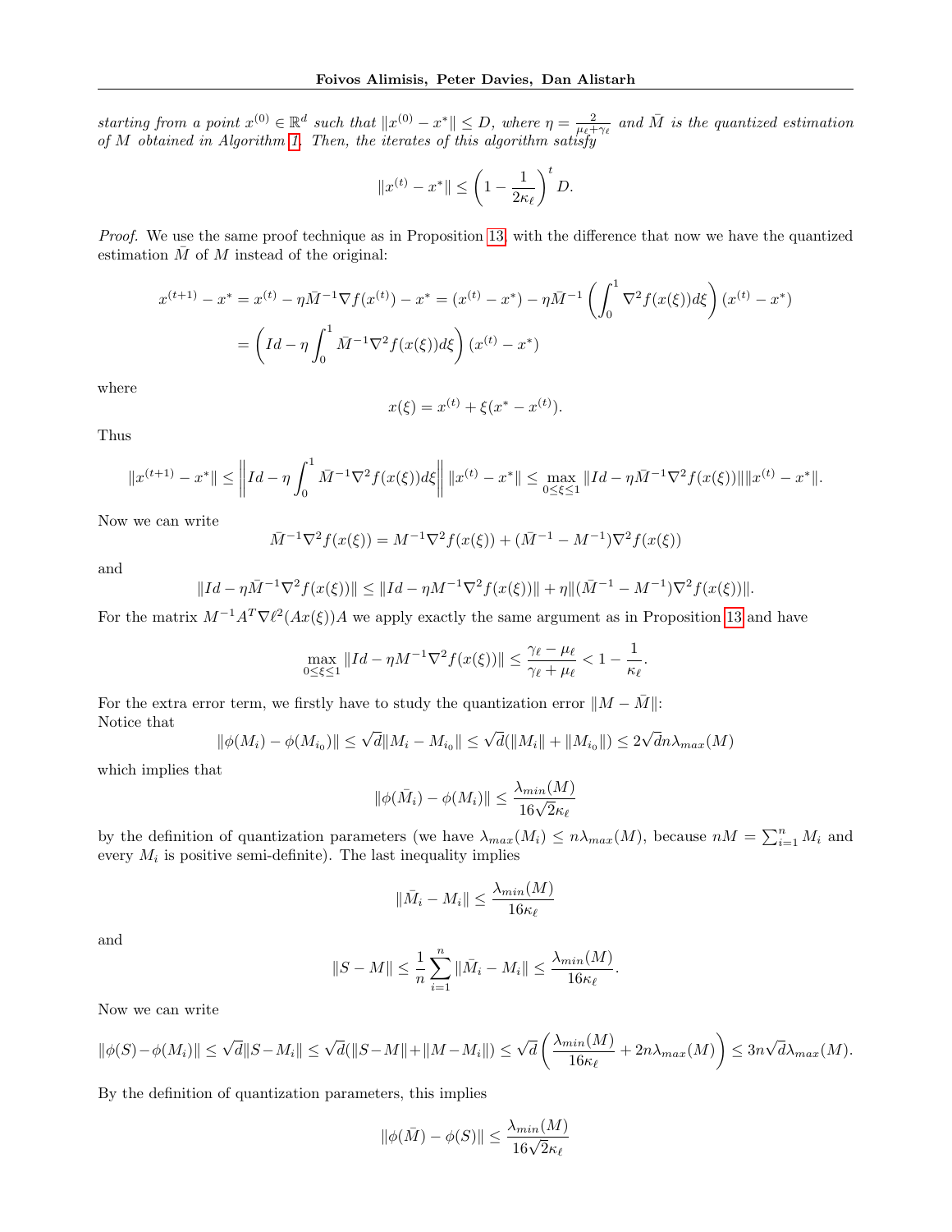*starting from a point $x^{(0)} \in \mathbb{R}^d$ such that $\|x^{(0)} - x^*\| \leq D$, where $\eta = \frac{2}{\mu_\ell + \gamma_\ell}$ and $\bar{M}$ is the quantized estimation of $M$ obtained in Algorithm 1. Then, the iterates of this algorithm satisfy*

$$\|x^{(t)} - x^*\| \leq \left(1 - \frac{1}{2\kappa_\ell}\right)^t D.$$

*Proof.* We use the same proof technique as in Proposition 13, with the difference that now we have the quantized estimation $\bar{M}$ of $M$ instead of the original:

$$x^{(t+1)} - x^* = x^{(t)} - \eta \bar{M}^{-1} \nabla f(x^{(t)}) - x^* = (x^{(t)} - x^*) - \eta \bar{M}^{-1} \left( \int_0^1 \nabla^2 f(x(\xi)) d\xi \right) (x^{(t)} - x^*)$$
$$= \left( Id - \eta \int_0^1 \bar{M}^{-1} \nabla^2 f(x(\xi)) d\xi \right) (x^{(t)} - x^*)$$

where

$$x(\xi) = x^{(t)} + \xi(x^* - x^{(t)}).$$

Thus

$$\|x^{(t+1)} - x^*\| \leq \left\| Id - \eta \int_0^1 \bar{M}^{-1} \nabla^2 f(x(\xi)) d\xi \right\| \|x^{(t)} - x^*\| \leq \max_{0 \leq \xi \leq 1} \|Id - \eta \bar{M}^{-1} \nabla^2 f(x(\xi))\| \|x^{(t)} - x^*\|.$$

Now we can write

$$\bar{M}^{-1} \nabla^2 f(x(\xi)) = M^{-1} \nabla^2 f(x(\xi)) + (\bar{M}^{-1} - M^{-1}) \nabla^2 f(x(\xi))$$

and

$$\|Id - \eta \bar{M}^{-1} \nabla^2 f(x(\xi))\| \leq \|Id - \eta M^{-1} \nabla^2 f(x(\xi))\| + \eta \|(\bar{M}^{-1} - M^{-1}) \nabla^2 f(x(\xi))\|.$$

For the matrix $M^{-1} A^T \nabla \ell^2 (Ax(\xi)) A$ we apply exactly the same argument as in Proposition 13 and have

$$\max_{0 \leq \xi \leq 1} \|Id - \eta M^{-1} \nabla^2 f(x(\xi))\| \leq \frac{\gamma_\ell - \mu_\ell}{\gamma_\ell + \mu_\ell} < 1 - \frac{1}{\kappa_\ell}.$$

For the extra error term, we firstly have to study the quantization error $\|M - \bar{M}\|$:
Notice that

$$\|\phi(M_i) - \phi(M_{i_0})\| \leq \sqrt{d} \|M_i - M_{i_0}\| \leq \sqrt{d}(\|M_i\| + \|M_{i_0}\|) \leq 2\sqrt{d} n \lambda_{max}(M)$$

which implies that

$$\|\phi(\bar{M}_i) - \phi(M_i)\| \leq \frac{\lambda_{min}(M)}{16\sqrt{2}\kappa_\ell}$$

by the definition of quantization parameters (we have $\lambda_{max}(M_i) \leq n \lambda_{max}(M)$, because $nM = \sum_{i=1}^n M_i$ and every $M_i$ is positive semi-definite). The last inequality implies

$$\|\bar{M}_i - M_i\| \leq \frac{\lambda_{min}(M)}{16\kappa_\ell}$$

and

$$\|S - M\| \leq \frac{1}{n} \sum_{i=1}^n \|\bar{M}_i - M_i\| \leq \frac{\lambda_{min}(M)}{16\kappa_\ell}.$$

Now we can write

$$\|\phi(S) - \phi(M_i)\| \leq \sqrt{d} \|S - M_i\| \leq \sqrt{d}(\|S - M\| + \|M - M_i\|) \leq \sqrt{d} \left( \frac{\lambda_{min}(M)}{16\kappa_\ell} + 2n\lambda_{max}(M) \right) \leq 3n\sqrt{d} \lambda_{max}(M).$$

By the definition of quantization parameters, this implies

$$\|\phi(\bar{M}) - \phi(S)\| \leq \frac{\lambda_{min}(M)}{16\sqrt{2}\kappa_\ell}$$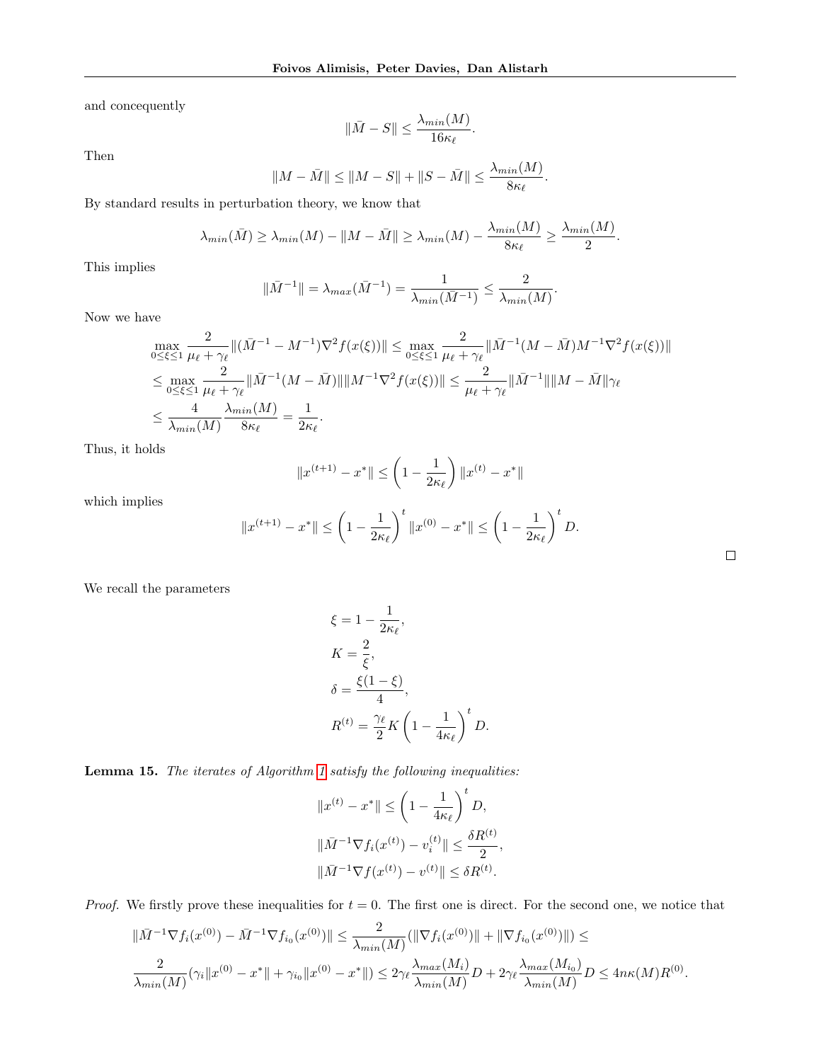and concequently

$$\|\bar{M} - S\| \leq \frac{\lambda_{min}(M)}{16\kappa_\ell}.$$

Then

$$\|M - \bar{M}\| \leq \|M - S\| + \|S - \bar{M}\| \leq \frac{\lambda_{min}(M)}{8\kappa_\ell}.$$

By standard results in perturbation theory, we know that

$$\lambda_{min}(\bar{M}) \geq \lambda_{min}(M) - \|M - \bar{M}\| \geq \lambda_{min}(M) - \frac{\lambda_{min}(M)}{8\kappa_\ell} \geq \frac{\lambda_{min}(M)}{2}.$$

This implies

$$\|\bar{M}^{-1}\| = \lambda_{max}(\bar{M}^{-1}) = \frac{1}{\lambda_{min}(\bar{M}^{-1})} \leq \frac{2}{\lambda_{min}(M)}.$$

Now we have

$$\max_{0\leq\xi\leq 1} \frac{2}{\mu_\ell + \gamma_\ell} \|(\bar{M}^{-1} - M^{-1})\nabla^2 f(x(\xi))\| \leq \max_{0\leq\xi\leq 1} \frac{2}{\mu_\ell + \gamma_\ell} \|\bar{M}^{-1}(M - \bar{M})M^{-1}\nabla^2 f(x(\xi))\|$$
$$\leq \max_{0\leq\xi\leq 1} \frac{2}{\mu_\ell + \gamma_\ell} \|\bar{M}^{-1}(M - \bar{M})\| \|M^{-1}\nabla^2 f(x(\xi))\| \leq \frac{2}{\mu_\ell + \gamma_\ell} \|\bar{M}^{-1}\| \|M - \bar{M}\| \gamma_\ell$$
$$\leq \frac{4}{\lambda_{min}(M)} \frac{\lambda_{min}(M)}{8\kappa_\ell} = \frac{1}{2\kappa_\ell}.$$

Thus, it holds

$$\|x^{(t+1)} - x^*\| \leq \left(1 - \frac{1}{2\kappa_\ell}\right) \|x^{(t)} - x^*\|$$

which implies

$$\|x^{(t+1)} - x^*\| \leq \left(1 - \frac{1}{2\kappa_\ell}\right)^t \|x^{(0)} - x^*\| \leq \left(1 - \frac{1}{2\kappa_\ell}\right)^t D.$$

□

We recall the parameters

$$\xi = 1 - \frac{1}{2\kappa_\ell},$$
$$K = \frac{2}{\xi},$$
$$\delta = \frac{\xi(1-\xi)}{4},$$
$$R^{(t)} = \frac{\gamma_\ell}{2} K \left(1 - \frac{1}{4\kappa_\ell}\right)^t D.$$

**Lemma 15.** *The iterates of Algorithm 1 satisfy the following inequalities:*

$$\|x^{(t)} - x^*\| \leq \left(1 - \frac{1}{4\kappa_\ell}\right)^t D,$$
$$\|\bar{M}^{-1}\nabla f_i(x^{(t)}) - v_i^{(t)}\| \leq \frac{\delta R^{(t)}}{2},$$
$$\|\bar{M}^{-1}\nabla f(x^{(t)}) - v^{(t)}\| \leq \delta R^{(t)}.$$

*Proof.* We firstly prove these inequalities for $t = 0$. The first one is direct. For the second one, we notice that

$$\|\bar{M}^{-1}\nabla f_i(x^{(0)}) - \bar{M}^{-1}\nabla f_{i_0}(x^{(0)})\| \leq \frac{2}{\lambda_{min}(M)}(\|\nabla f_i(x^{(0)})\| + \|\nabla f_{i_0}(x^{(0)})\|) \leq$$
$$\frac{2}{\lambda_{min}(M)}(\gamma_i\|x^{(0)} - x^*\| + \gamma_{i_0}\|x^{(0)} - x^*\|) \leq 2\gamma_\ell \frac{\lambda_{max}(M_i)}{\lambda_{min}(M)} D + 2\gamma_\ell \frac{\lambda_{max}(M_{i_0})}{\lambda_{min}(M)} D \leq 4n\kappa(M)R^{(0)}.$$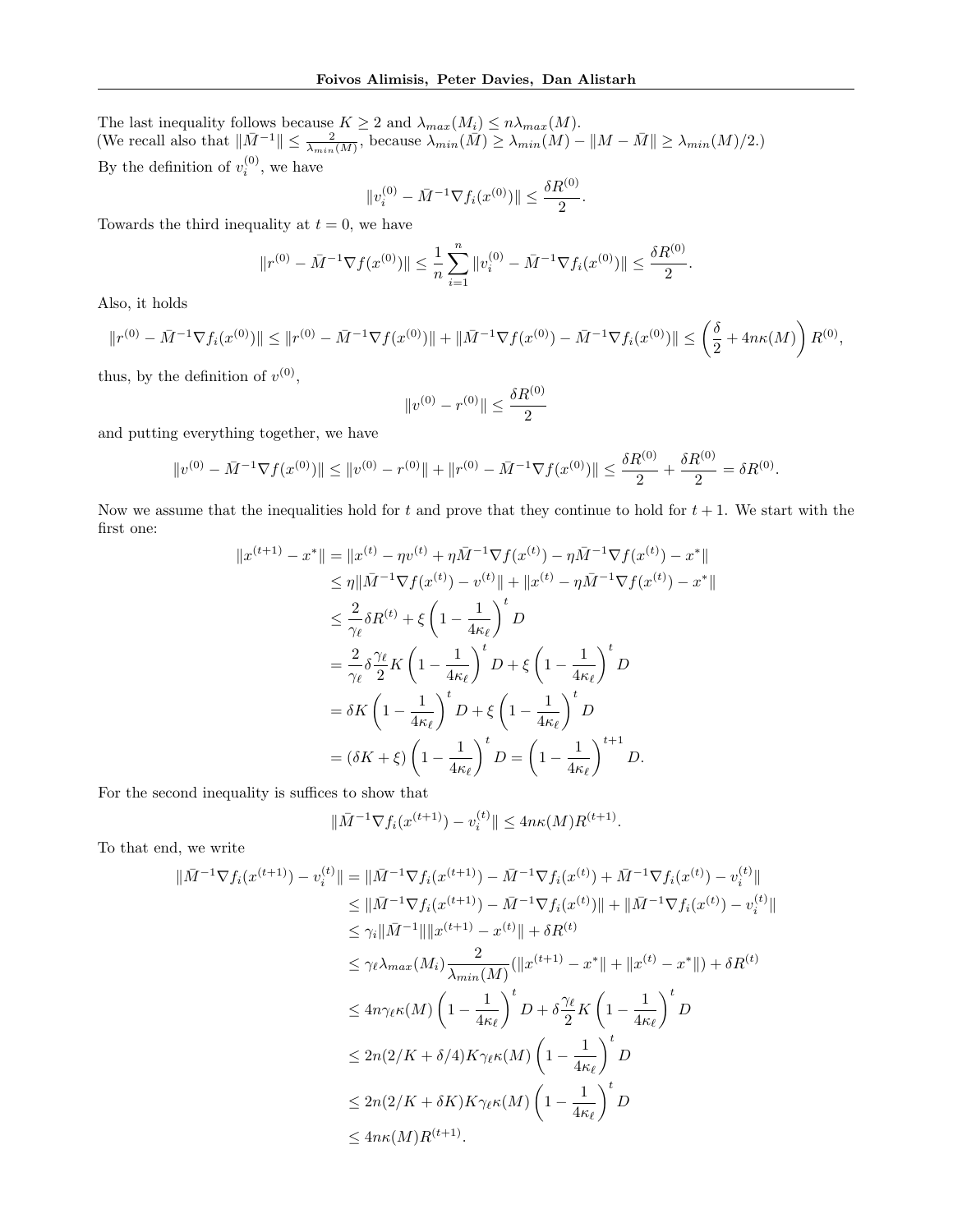The last inequality follows because $K \geq 2$ and $\lambda_{max}(M_i) \leq n\lambda_{max}(M)$.
(We recall also that $\|\bar{M}^{-1}\| \leq \frac{2}{\lambda_{min}(M)}$, because $\lambda_{min}(\bar{M}) \geq \lambda_{min}(M) - \|M - \bar{M}\| \geq \lambda_{min}(M)/2$.)

By the definition of $v_i^{(0)}$, we have

$$\|v_i^{(0)} - \bar{M}^{-1}\nabla f_i(x^{(0)})\| \leq \frac{\delta R^{(0)}}{2}.$$

Towards the third inequality at $t = 0$, we have

$$\|r^{(0)} - \bar{M}^{-1}\nabla f(x^{(0)})\| \leq \frac{1}{n}\sum_{i=1}^{n}\|v_i^{(0)} - \bar{M}^{-1}\nabla f_i(x^{(0)})\| \leq \frac{\delta R^{(0)}}{2}.$$

Also, it holds

$$\|r^{(0)} - \bar{M}^{-1}\nabla f_i(x^{(0)})\| \leq \|r^{(0)} - \bar{M}^{-1}\nabla f(x^{(0)})\| + \|\bar{M}^{-1}\nabla f(x^{(0)}) - \bar{M}^{-1}\nabla f_i(x^{(0)})\| \leq \left(\frac{\delta}{2} + 4n\kappa(M)\right)R^{(0)},$$

thus, by the definition of $v^{(0)}$,

$$\|v^{(0)} - r^{(0)}\| \leq \frac{\delta R^{(0)}}{2}$$

and putting everything together, we have

$$\|v^{(0)} - \bar{M}^{-1}\nabla f(x^{(0)})\| \leq \|v^{(0)} - r^{(0)}\| + \|r^{(0)} - \bar{M}^{-1}\nabla f(x^{(0)})\| \leq \frac{\delta R^{(0)}}{2} + \frac{\delta R^{(0)}}{2} = \delta R^{(0)}.$$

Now we assume that the inequalities hold for $t$ and prove that they continue to hold for $t+1$. We start with the first one:

$$\begin{aligned}
\|x^{(t+1)} - x^*\| &= \|x^{(t)} - \eta v^{(t)} + \eta\bar{M}^{-1}\nabla f(x^{(t)}) - \eta\bar{M}^{-1}\nabla f(x^{(t)}) - x^*\| \\
&\leq \eta\|\bar{M}^{-1}\nabla f(x^{(t)}) - v^{(t)}\| + \|x^{(t)} - \eta\bar{M}^{-1}\nabla f(x^{(t)}) - x^*\| \\
&\leq \frac{2}{\gamma_\ell}\delta R^{(t)} + \xi\left(1 - \frac{1}{4\kappa_\ell}\right)^t D \\
&= \frac{2}{\gamma_\ell}\delta\frac{\gamma_\ell}{2}K\left(1 - \frac{1}{4\kappa_\ell}\right)^t D + \xi\left(1 - \frac{1}{4\kappa_\ell}\right)^t D \\
&= \delta K\left(1 - \frac{1}{4\kappa_\ell}\right)^t D + \xi\left(1 - \frac{1}{4\kappa_\ell}\right)^t D \\
&= (\delta K + \xi)\left(1 - \frac{1}{4\kappa_\ell}\right)^t D = \left(1 - \frac{1}{4\kappa_\ell}\right)^{t+1} D.
\end{aligned}$$

For the second inequality is suffices to show that

$$\|\bar{M}^{-1}\nabla f_i(x^{(t+1)}) - v_i^{(t)}\| \leq 4n\kappa(M)R^{(t+1)}.$$

To that end, we write

$$\begin{aligned}
\|\bar{M}^{-1}\nabla f_i(x^{(t+1)}) - v_i^{(t)}\| &= \|\bar{M}^{-1}\nabla f_i(x^{(t+1)}) - \bar{M}^{-1}\nabla f_i(x^{(t)}) + \bar{M}^{-1}\nabla f_i(x^{(t)}) - v_i^{(t)}\| \\
&\leq \|\bar{M}^{-1}\nabla f_i(x^{(t+1)}) - \bar{M}^{-1}\nabla f_i(x^{(t)})\| + \|\bar{M}^{-1}\nabla f_i(x^{(t)}) - v_i^{(t)}\| \\
&\leq \gamma_i\|\bar{M}^{-1}\|\|x^{(t+1)} - x^{(t)}\| + \delta R^{(t)} \\
&\leq \gamma_\ell\lambda_{max}(M_i)\frac{2}{\lambda_{min}(M)}(\|x^{(t+1)} - x^*\| + \|x^{(t)} - x^*\|) + \delta R^{(t)} \\
&\leq 4n\gamma_\ell\kappa(M)\left(1 - \frac{1}{4\kappa_\ell}\right)^t D + \delta\frac{\gamma_\ell}{2}K\left(1 - \frac{1}{4\kappa_\ell}\right)^t D \\
&\leq 2n(2/K + \delta/4)K\gamma_\ell\kappa(M)\left(1 - \frac{1}{4\kappa_\ell}\right)^t D \\
&\leq 2n(2/K + \delta K)K\gamma_\ell\kappa(M)\left(1 - \frac{1}{4\kappa_\ell}\right)^t D \\
&\leq 4n\kappa(M)R^{(t+1)}.
\end{aligned}$$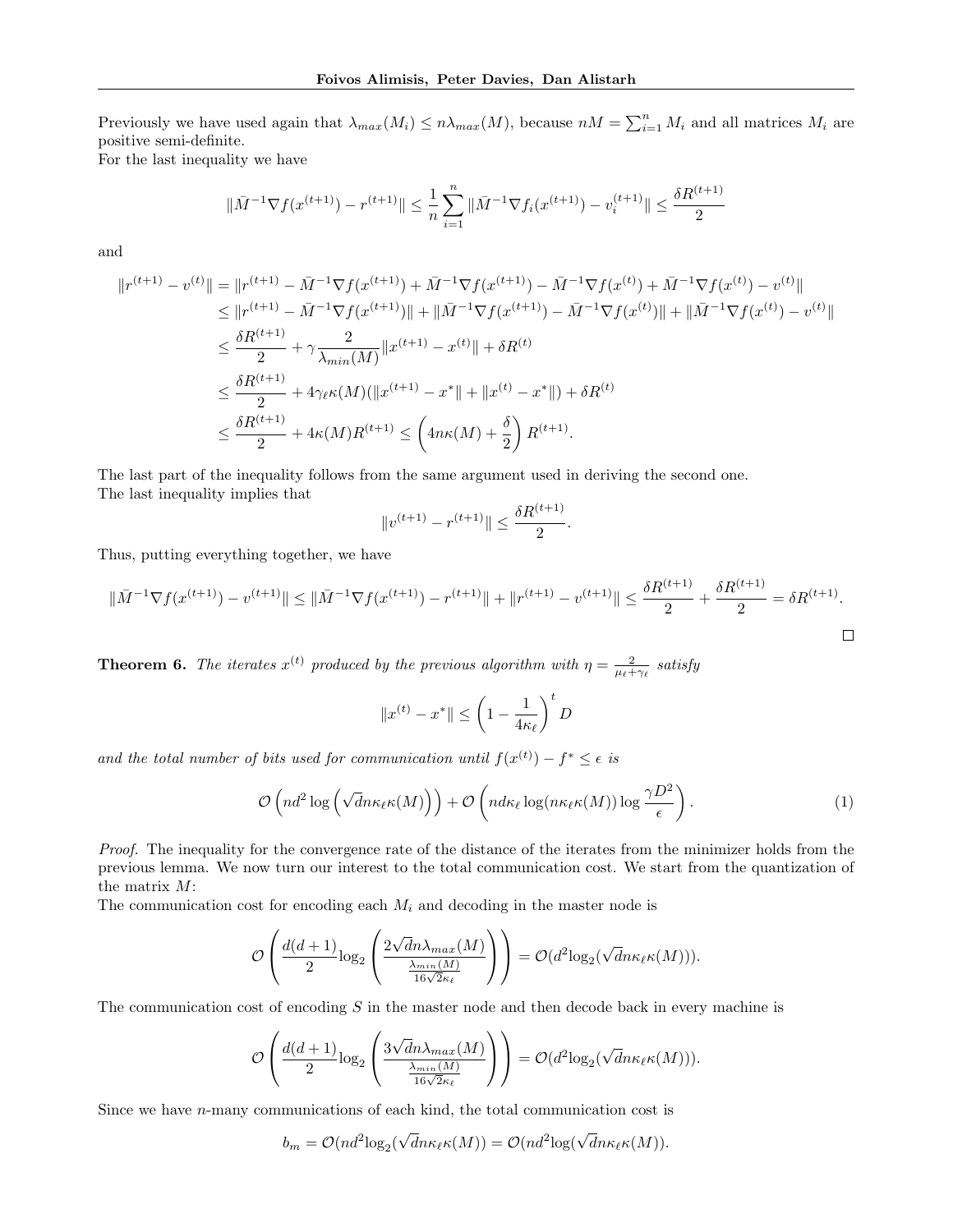Previously we have used again that $\lambda_{max}(M_i) \leq n\lambda_{max}(M)$, because $nM = \sum_{i=1}^n M_i$ and all matrices $M_i$ are positive semi-definite.
For the last inequality we have

$$\|\bar{M}^{-1}\nabla f(x^{(t+1)}) - r^{(t+1)}\| \leq \frac{1}{n}\sum_{i=1}^n \|\bar{M}^{-1}\nabla f_i(x^{(t+1)}) - v_i^{(t+1)}\| \leq \frac{\delta R^{(t+1)}}{2}$$

and

$$\begin{aligned}
\|r^{(t+1)} - v^{(t)}\| &= \|r^{(t+1)} - \bar{M}^{-1}\nabla f(x^{(t+1)}) + \bar{M}^{-1}\nabla f(x^{(t+1)}) - \bar{M}^{-1}\nabla f(x^{(t)}) + \bar{M}^{-1}\nabla f(x^{(t)}) - v^{(t)}\| \\
&\leq \|r^{(t+1)} - \bar{M}^{-1}\nabla f(x^{(t+1)})\| + \|\bar{M}^{-1}\nabla f(x^{(t+1)}) - \bar{M}^{-1}\nabla f(x^{(t)})\| + \|\bar{M}^{-1}\nabla f(x^{(t)}) - v^{(t)}\| \\
&\leq \frac{\delta R^{(t+1)}}{2} + \gamma\frac{2}{\lambda_{min}(M)}\|x^{(t+1)} - x^{(t)}\| + \delta R^{(t)} \\
&\leq \frac{\delta R^{(t+1)}}{2} + 4\gamma_\ell\kappa(M)(\|x^{(t+1)} - x^*\| + \|x^{(t)} - x^*\|) + \delta R^{(t)} \\
&\leq \frac{\delta R^{(t+1)}}{2} + 4\kappa(M)R^{(t+1)} \leq \left(4n\kappa(M) + \frac{\delta}{2}\right)R^{(t+1)}.
\end{aligned}$$

The last part of the inequality follows from the same argument used in deriving the second one.
The last inequality implies that

$$\|v^{(t+1)} - r^{(t+1)}\| \leq \frac{\delta R^{(t+1)}}{2}.$$

Thus, putting everything together, we have

$$\|\bar{M}^{-1}\nabla f(x^{(t+1)}) - v^{(t+1)}\| \leq \|\bar{M}^{-1}\nabla f(x^{(t+1)}) - r^{(t+1)}\| + \|r^{(t+1)} - v^{(t+1)}\| \leq \frac{\delta R^{(t+1)}}{2} + \frac{\delta R^{(t+1)}}{2} = \delta R^{(t+1)}.$$

□

**Theorem 6.** *The iterates $x^{(t)}$ produced by the previous algorithm with $\eta = \frac{2}{\mu_\ell + \gamma_\ell}$ satisfy*

$$\|x^{(t)} - x^*\| \leq \left(1 - \frac{1}{4\kappa_\ell}\right)^t D$$

*and the total number of bits used for communication until $f(x^{(t)}) - f^* \leq \epsilon$ is*

$$\mathcal{O}\left(nd^2\log\left(\sqrt{d}n\kappa_\ell\kappa(M)\right)\right) + \mathcal{O}\left(nd\kappa_\ell\log(n\kappa_\ell\kappa(M))\log\frac{\gamma D^2}{\epsilon}\right). \tag{1}$$

*Proof.* The inequality for the convergence rate of the distance of the iterates from the minimizer holds from the previous lemma. We now turn our interest to the total communication cost. We start from the quantization of the matrix $M$:
The communication cost for encoding each $M_i$ and decoding in the master node is

$$\mathcal{O}\left(\frac{d(d+1)}{2}\log_2\left(\frac{2\sqrt{d}n\lambda_{max}(M)}{\frac{\lambda_{min}(M)}{16\sqrt{2}\kappa_\ell}}\right)\right) = \mathcal{O}(d^2\log_2(\sqrt{d}n\kappa_\ell\kappa(M))).$$

The communication cost of encoding $S$ in the master node and then decode back in every machine is

$$\mathcal{O}\left(\frac{d(d+1)}{2}\log_2\left(\frac{3\sqrt{d}n\lambda_{max}(M)}{\frac{\lambda_{min}(M)}{16\sqrt{2}\kappa_\ell}}\right)\right) = \mathcal{O}(d^2\log_2(\sqrt{d}n\kappa_\ell\kappa(M))).$$

Since we have $n$-many communications of each kind, the total communication cost is

$$b_m = \mathcal{O}(nd^2\log_2(\sqrt{d}n\kappa_\ell\kappa(M)) = \mathcal{O}(nd^2\log(\sqrt{d}n\kappa_\ell\kappa(M)).$$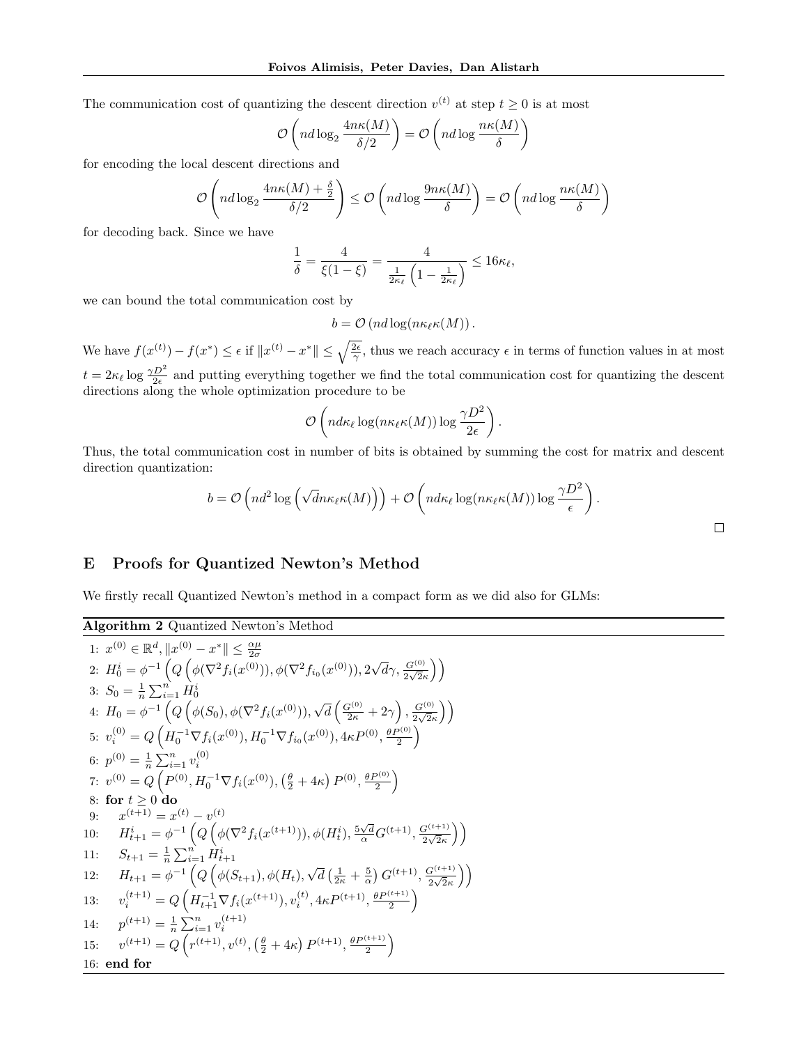The communication cost of quantizing the descent direction $v^{(t)}$ at step $t \geq 0$ is at most

$$\mathcal{O}\left(nd \log_2 \frac{4n\kappa(M)}{\delta/2}\right) = \mathcal{O}\left(nd \log \frac{n\kappa(M)}{\delta}\right)$$

for encoding the local descent directions and

$$\mathcal{O}\left(nd \log_2 \frac{4n\kappa(M) + \frac{\delta}{2}}{\delta/2}\right) \leq \mathcal{O}\left(nd \log \frac{9n\kappa(M)}{\delta}\right) = \mathcal{O}\left(nd \log \frac{n\kappa(M)}{\delta}\right)$$

for decoding back. Since we have

$$\frac{1}{\delta} = \frac{4}{\xi(1-\xi)} = \frac{4}{\frac{1}{2\kappa_\ell}\left(1 - \frac{1}{2\kappa_\ell}\right)} \leq 16\kappa_\ell,$$

we can bound the total communication cost by

$$b = \mathcal{O}\left(nd \log(n\kappa_\ell \kappa(M))\right).$$

We have $f(x^{(t)}) - f(x^*) \leq \epsilon$ if $\|x^{(t)} - x^*\| \leq \sqrt{\frac{2\epsilon}{\gamma}}$, thus we reach accuracy $\epsilon$ in terms of function values in at most $t = 2\kappa_\ell \log \frac{\gamma D^2}{2\epsilon}$ and putting everything together we find the total communication cost for quantizing the descent directions along the whole optimization procedure to be

$$\mathcal{O}\left(nd\kappa_\ell \log(n\kappa_\ell \kappa(M)) \log \frac{\gamma D^2}{2\epsilon}\right).$$

Thus, the total communication cost in number of bits is obtained by summing the cost for matrix and descent direction quantization:

$$b = \mathcal{O}\left(nd^2 \log\left(\sqrt{d} n\kappa_\ell \kappa(M)\right)\right) + \mathcal{O}\left(nd\kappa_\ell \log(n\kappa_\ell \kappa(M)) \log \frac{\gamma D^2}{\epsilon}\right).$$

□

# E Proofs for Quantized Newton's Method

We firstly recall Quantized Newton's method in a compact form as we did also for GLMs:

**Algorithm 2** Quantized Newton's Method

1: $x^{(0)} \in \mathbb{R}^d, \|x^{(0)} - x^*\| \leq \frac{\alpha\mu}{2\sigma}$
2: $H_0^i = \phi^{-1}\left(Q\left(\phi(\nabla^2 f_i(x^{(0)})), \phi(\nabla^2 f_{i_0}(x^{(0)})), 2\sqrt{d}\gamma, \frac{G^{(0)}}{2\sqrt{2}\kappa}\right)\right)$
3: $S_0 = \frac{1}{n}\sum_{i=1}^n H_0^i$
4: $H_0 = \phi^{-1}\left(Q\left(\phi(S_0), \phi(\nabla^2 f_i(x^{(0)})), \sqrt{d}\left(\frac{G^{(0)}}{2\kappa} + 2\gamma\right), \frac{G^{(0)}}{2\sqrt{2}\kappa}\right)\right)$
5: $v_i^{(0)} = Q\left(H_0^{-1}\nabla f_i(x^{(0)}), H_0^{-1}\nabla f_{i_0}(x^{(0)}), 4\kappa P^{(0)}, \frac{\theta P^{(0)}}{2}\right)$
6: $p^{(0)} = \frac{1}{n}\sum_{i=1}^n v_i^{(0)}$
7: $v^{(0)} = Q\left(P^{(0)}, H_0^{-1}\nabla f_i(x^{(0)}), \left(\frac{\theta}{2} + 4\kappa\right)P^{(0)}, \frac{\theta P^{(0)}}{2}\right)$
8: **for** $t \geq 0$ **do**
9: $\quad x^{(t+1)} = x^{(t)} - v^{(t)}$
10: $\quad H_{t+1}^i = \phi^{-1}\left(Q\left(\phi(\nabla^2 f_i(x^{(t+1)})), \phi(H_t^i), \frac{5\sqrt{d}}{\alpha}G^{(t+1)}, \frac{G^{(t+1)}}{2\sqrt{2}\kappa}\right)\right)$
11: $\quad S_{t+1} = \frac{1}{n}\sum_{i=1}^n H_{t+1}^i$
12: $\quad H_{t+1} = \phi^{-1}\left(Q\left(\phi(S_{t+1}), \phi(H_t), \sqrt{d}\left(\frac{1}{2\kappa} + \frac{5}{\alpha}\right)G^{(t+1)}, \frac{G^{(t+1)}}{2\sqrt{2}\kappa}\right)\right)$
13: $\quad v_i^{(t+1)} = Q\left(H_{t+1}^{-1}\nabla f_i(x^{(t+1)}), v_i^{(t)}, 4\kappa P^{(t+1)}, \frac{\theta P^{(t+1)}}{2}\right)$
14: $\quad p^{(t+1)} = \frac{1}{n}\sum_{i=1}^n v_i^{(t+1)}$
15: $\quad v^{(t+1)} = Q\left(r^{(t+1)}, v^{(t)}, \left(\frac{\theta}{2} + 4\kappa\right)P^{(t+1)}, \frac{\theta P^{(t+1)}}{2}\right)$
16: **end for**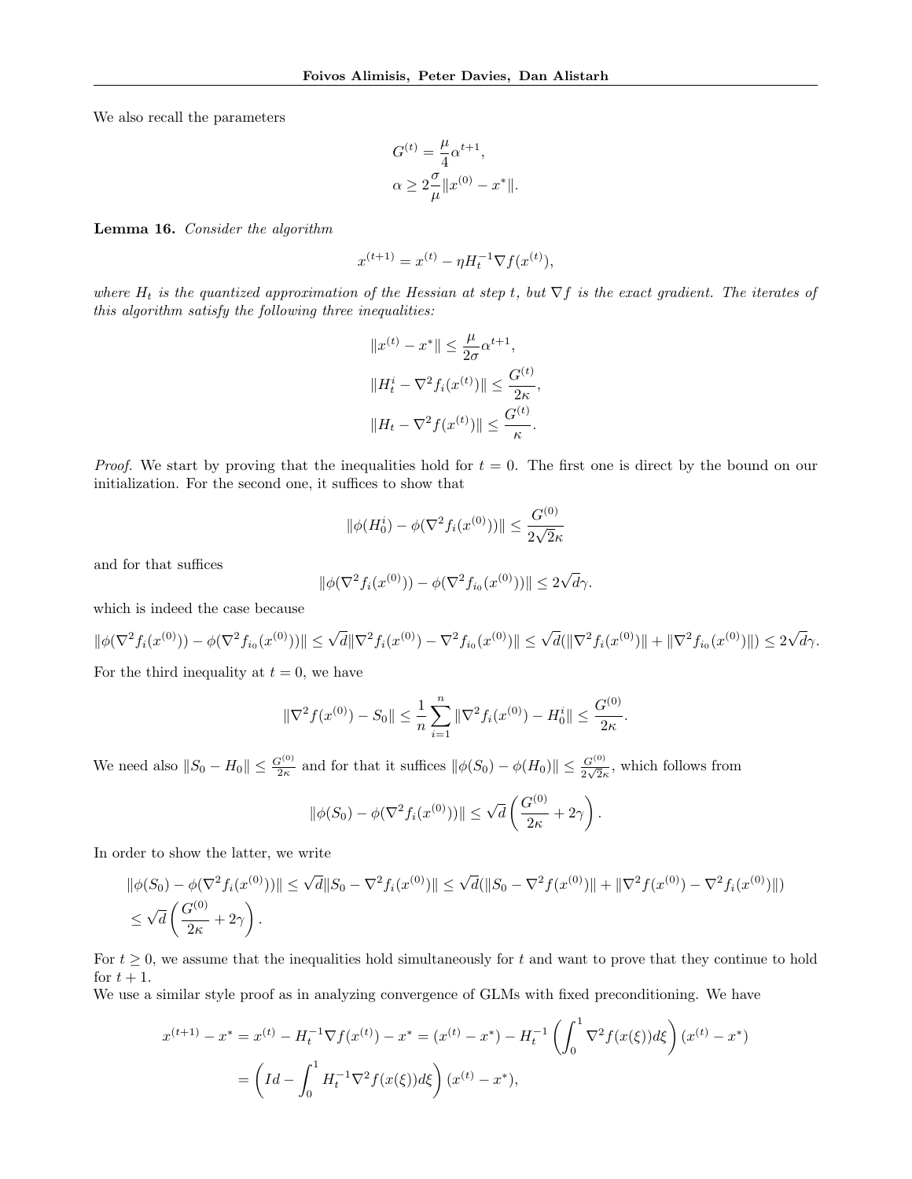We also recall the parameters

$$G^{(t)} = \frac{\mu}{4}\alpha^{t+1},$$
$$\alpha \geq 2\frac{\sigma}{\mu}\|x^{(0)} - x^*\|.$$

**Lemma 16.** *Consider the algorithm*

$$x^{(t+1)} = x^{(t)} - \eta H_t^{-1} \nabla f(x^{(t)}),$$

*where $H_t$ is the quantized approximation of the Hessian at step $t$, but $\nabla f$ is the exact gradient. The iterates of this algorithm satisfy the following three inequalities:*

$$\|x^{(t)} - x^*\| \leq \frac{\mu}{2\sigma}\alpha^{t+1},$$
$$\|H_t^i - \nabla^2 f_i(x^{(t)})\| \leq \frac{G^{(t)}}{2\kappa},$$
$$\|H_t - \nabla^2 f(x^{(t)})\| \leq \frac{G^{(t)}}{\kappa}.$$

*Proof.* We start by proving that the inequalities hold for $t = 0$. The first one is direct by the bound on our initialization. For the second one, it suffices to show that

$$\|\phi(H_0^i) - \phi(\nabla^2 f_i(x^{(0)}))\| \leq \frac{G^{(0)}}{2\sqrt{2}\kappa}$$

and for that suffices

$$\|\phi(\nabla^2 f_i(x^{(0)})) - \phi(\nabla^2 f_{i_0}(x^{(0)}))\| \leq 2\sqrt{d}\gamma.$$

which is indeed the case because

$$\|\phi(\nabla^2 f_i(x^{(0)})) - \phi(\nabla^2 f_{i_0}(x^{(0)}))\| \leq \sqrt{d}\|\nabla^2 f_i(x^{(0)}) - \nabla^2 f_{i_0}(x^{(0)})\| \leq \sqrt{d}(\|\nabla^2 f_i(x^{(0)})\| + \|\nabla^2 f_{i_0}(x^{(0)})\|) \leq 2\sqrt{d}\gamma.$$

For the third inequality at $t = 0$, we have

$$\|\nabla^2 f(x^{(0)}) - S_0\| \leq \frac{1}{n}\sum_{i=1}^{n} \|\nabla^2 f_i(x^{(0)}) - H_0^i\| \leq \frac{G^{(0)}}{2\kappa}.$$

We need also $\|S_0 - H_0\| \leq \frac{G^{(0)}}{2\kappa}$ and for that it suffices $\|\phi(S_0) - \phi(H_0)\| \leq \frac{G^{(0)}}{2\sqrt{2}\kappa}$, which follows from

$$\|\phi(S_0) - \phi(\nabla^2 f_i(x^{(0)}))\| \leq \sqrt{d}\left(\frac{G^{(0)}}{2\kappa} + 2\gamma\right).$$

In order to show the latter, we write

$$\begin{aligned}
&\|\phi(S_0) - \phi(\nabla^2 f_i(x^{(0)}))\| \leq \sqrt{d}\|S_0 - \nabla^2 f_i(x^{(0)})\| \leq \sqrt{d}(\|S_0 - \nabla^2 f(x^{(0)})\| + \|\nabla^2 f(x^{(0)}) - \nabla^2 f_i(x^{(0)})\|) \\
&\leq \sqrt{d}\left(\frac{G^{(0)}}{2\kappa} + 2\gamma\right).
\end{aligned}$$

For $t \geq 0$, we assume that the inequalities hold simultaneously for $t$ and want to prove that they continue to hold for $t + 1$.

We use a similar style proof as in analyzing convergence of GLMs with fixed preconditioning. We have

$$\begin{aligned}
x^{(t+1)} - x^* &= x^{(t)} - H_t^{-1}\nabla f(x^{(t)}) - x^* = (x^{(t)} - x^*) - H_t^{-1}\left(\int_0^1 \nabla^2 f(x(\xi))d\xi\right)(x^{(t)} - x^*) \\
&= \left(Id - \int_0^1 H_t^{-1}\nabla^2 f(x(\xi))d\xi\right)(x^{(t)} - x^*),
\end{aligned}$$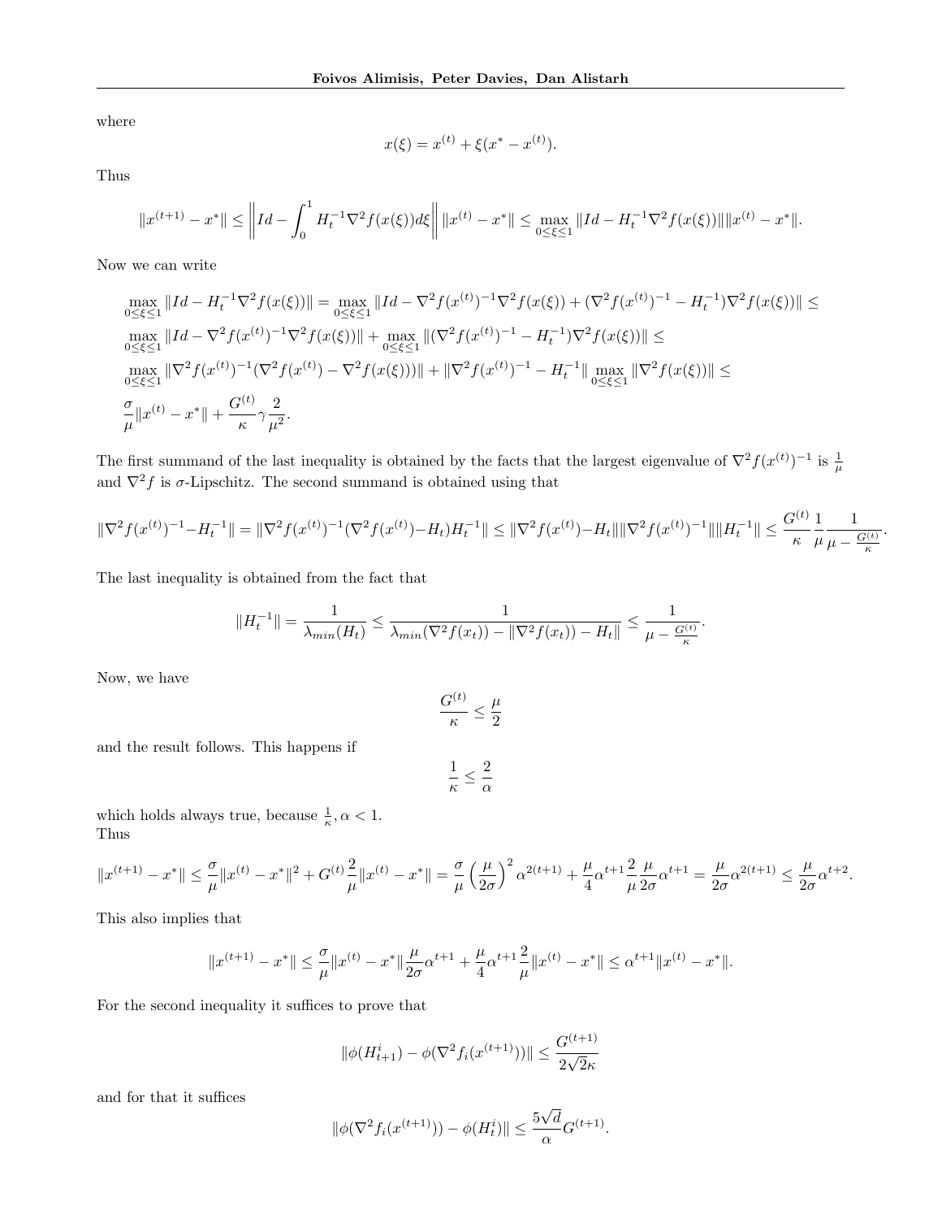where

$$x(\xi) = x^{(t)} + \xi(x^* - x^{(t)}).$$

Thus

$$\|x^{(t+1)} - x^*\| \leq \left\| Id - \int_0^1 H_t^{-1} \nabla^2 f(x(\xi)) d\xi \right\| \|x^{(t)} - x^*\| \leq \max_{0 \leq \xi \leq 1} \|Id - H_t^{-1} \nabla^2 f(x(\xi))\| \|x^{(t)} - x^*\|.$$

Now we can write

$$\max_{0\leq\xi\leq1} \|Id - H_t^{-1}\nabla^2 f(x(\xi))\| = \max_{0\leq\xi\leq1} \|Id - \nabla^2 f(x^{(t)})^{-1}\nabla^2 f(x(\xi)) + (\nabla^2 f(x^{(t)})^{-1} - H_t^{-1})\nabla^2 f(x(\xi))\| \leq$$
$$\max_{0\leq\xi\leq1} \|Id - \nabla^2 f(x^{(t)})^{-1}\nabla^2 f(x(\xi))\| + \max_{0\leq\xi\leq1} \|(\nabla^2 f(x^{(t)})^{-1} - H_t^{-1})\nabla^2 f(x(\xi))\| \leq$$
$$\max_{0\leq\xi\leq1} \|\nabla^2 f(x^{(t)})^{-1}(\nabla^2 f(x^{(t)}) - \nabla^2 f(x(\xi)))\| + \|\nabla^2 f(x^{(t)})^{-1} - H_t^{-1}\| \max_{0\leq\xi\leq1} \|\nabla^2 f(x(\xi))\| \leq$$
$$\frac{\sigma}{\mu}\|x^{(t)} - x^*\| + \frac{G^{(t)}}{\kappa}\gamma\frac{2}{\mu^2}.$$

The first summand of the last inequality is obtained by the facts that the largest eigenvalue of $\nabla^2 f(x^{(t)})^{-1}$ is $\frac{1}{\mu}$ and $\nabla^2 f$ is $\sigma$-Lipschitz. The second summand is obtained using that

$$\|\nabla^2 f(x^{(t)})^{-1} - H_t^{-1}\| = \|\nabla^2 f(x^{(t)})^{-1}(\nabla^2 f(x^{(t)}) - H_t)H_t^{-1}\| \leq \|\nabla^2 f(x^{(t)}) - H_t\| \|\nabla^2 f(x^{(t)})^{-1}\| \|H_t^{-1}\| \leq \frac{G^{(t)}}{\kappa}\frac{1}{\mu}\frac{1}{\mu - \frac{G^{(t)}}{\kappa}}.$$

The last inequality is obtained from the fact that

$$\|H_t^{-1}\| = \frac{1}{\lambda_{min}(H_t)} \leq \frac{1}{\lambda_{min}(\nabla^2 f(x_t)) - \|\nabla^2 f(x_t)) - H_t\|} \leq \frac{1}{\mu - \frac{G^{(t)}}{\kappa}}.$$

Now, we have

$$\frac{G^{(t)}}{\kappa} \leq \frac{\mu}{2}$$

and the result follows. This happens if

$$\frac{1}{\kappa} \leq \frac{2}{\alpha}$$

which holds always true, because $\frac{1}{\kappa}, \alpha < 1$.
Thus

$$\|x^{(t+1)} - x^*\| \leq \frac{\sigma}{\mu}\|x^{(t)} - x^*\|^2 + G^{(t)}\frac{2}{\mu}\|x^{(t)} - x^*\| = \frac{\sigma}{\mu}\left(\frac{\mu}{2\sigma}\right)^2 \alpha^{2(t+1)} + \frac{\mu}{4}\alpha^{t+1}\frac{2}{\mu}\frac{\mu}{2\sigma}\alpha^{t+1} = \frac{\mu}{2\sigma}\alpha^{2(t+1)} \leq \frac{\mu}{2\sigma}\alpha^{t+2}.$$

This also implies that

$$\|x^{(t+1)} - x^*\| \leq \frac{\sigma}{\mu}\|x^{(t)} - x^*\|\frac{\mu}{2\sigma}\alpha^{t+1} + \frac{\mu}{4}\alpha^{t+1}\frac{2}{\mu}\|x^{(t)} - x^*\| \leq \alpha^{t+1}\|x^{(t)} - x^*\|.$$

For the second inequality it suffices to prove that

$$\|\phi(H_{t+1}^i) - \phi(\nabla^2 f_i(x^{(t+1)}))\| \leq \frac{G^{(t+1)}}{2\sqrt{2}\kappa}$$

and for that it suffices

$$\|\phi(\nabla^2 f_i(x^{(t+1)})) - \phi(H_t^i)\| \leq \frac{5\sqrt{d}}{\alpha}G^{(t+1)}.$$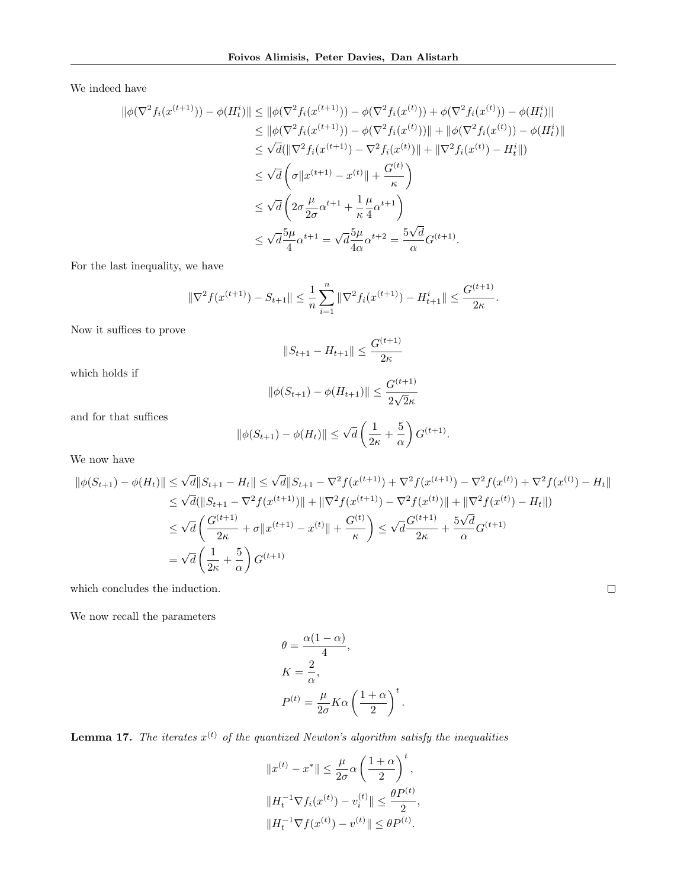We indeed have

$$
\begin{aligned}
\|\phi(\nabla^2 f_i(x^{(t+1)})) - \phi(H_t^i)\| &\leq \|\phi(\nabla^2 f_i(x^{(t+1)})) - \phi(\nabla^2 f_i(x^{(t)})) + \phi(\nabla^2 f_i(x^{(t)})) - \phi(H_t^i)\| \\
&\leq \|\phi(\nabla^2 f_i(x^{(t+1)})) - \phi(\nabla^2 f_i(x^{(t)}))\| + \|\phi(\nabla^2 f_i(x^{(t)})) - \phi(H_t^i)\| \\
&\leq \sqrt{d}(\|\nabla^2 f_i(x^{(t+1)}) - \nabla^2 f_i(x^{(t)})\| + \|\nabla^2 f_i(x^{(t)}) - H_t^i\|) \\
&\leq \sqrt{d}\left(\sigma\|x^{(t+1)} - x^{(t)}\| + \frac{G^{(t)}}{\kappa}\right) \\
&\leq \sqrt{d}\left(2\sigma\frac{\mu}{2\sigma}\alpha^{t+1} + \frac{1}{\kappa}\frac{\mu}{4}\alpha^{t+1}\right) \\
&\leq \sqrt{d}\frac{5\mu}{4}\alpha^{t+1} = \sqrt{d}\frac{5\mu}{4\alpha}\alpha^{t+2} = \frac{5\sqrt{d}}{\alpha}G^{(t+1)}.
\end{aligned}
$$

For the last inequality, we have

$$
\|\nabla^2 f(x^{(t+1)}) - S_{t+1}\| \leq \frac{1}{n}\sum_{i=1}^{n}\|\nabla^2 f_i(x^{(t+1)}) - H_{t+1}^i\| \leq \frac{G^{(t+1)}}{2\kappa}.
$$

Now it suffices to prove

$$
\|S_{t+1} - H_{t+1}\| \leq \frac{G^{(t+1)}}{2\kappa}
$$

which holds if

$$
\|\phi(S_{t+1}) - \phi(H_{t+1})\| \leq \frac{G^{(t+1)}}{2\sqrt{2}\kappa}
$$

and for that suffices

$$
\|\phi(S_{t+1}) - \phi(H_t)\| \leq \sqrt{d}\left(\frac{1}{2\kappa} + \frac{5}{\alpha}\right)G^{(t+1)}.
$$

We now have

$$
\begin{aligned}
\|\phi(S_{t+1}) - \phi(H_t)\| &\leq \sqrt{d}\|S_{t+1} - H_t\| \leq \sqrt{d}\|S_{t+1} - \nabla^2 f(x^{(t+1)}) + \nabla^2 f(x^{(t+1)}) - \nabla^2 f(x^{(t)}) + \nabla^2 f(x^{(t)}) - H_t\| \\
&\leq \sqrt{d}(\|S_{t+1} - \nabla^2 f(x^{(t+1)})\| + \|\nabla^2 f(x^{(t+1)}) - \nabla^2 f(x^{(t)})\| + \|\nabla^2 f(x^{(t)}) - H_t\|) \\
&\leq \sqrt{d}\left(\frac{G^{(t+1)}}{2\kappa} + \sigma\|x^{(t+1)} - x^{(t)}\| + \frac{G^{(t)}}{\kappa}\right) \leq \sqrt{d}\frac{G^{(t+1)}}{2\kappa} + \frac{5\sqrt{d}}{\alpha}G^{(t+1)} \\
&= \sqrt{d}\left(\frac{1}{2\kappa} + \frac{5}{\alpha}\right)G^{(t+1)}
\end{aligned}
$$

which concludes the induction. ∎

We now recall the parameters

$$
\begin{aligned}
\theta &= \frac{\alpha(1-\alpha)}{4}, \\
K &= \frac{2}{\alpha}, \\
P^{(t)} &= \frac{\mu}{2\sigma}K\alpha\left(\frac{1+\alpha}{2}\right)^t.
\end{aligned}
$$

**Lemma 17.** *The iterates $x^{(t)}$ of the quantized Newton's algorithm satisfy the inequalities*

$$
\begin{aligned}
\|x^{(t)} - x^*\| &\leq \frac{\mu}{2\sigma}\alpha\left(\frac{1+\alpha}{2}\right)^t, \\
\|H_t^{-1}\nabla f_i(x^{(t)}) - v_i^{(t)}\| &\leq \frac{\theta P^{(t)}}{2}, \\
\|H_t^{-1}\nabla f(x^{(t)}) - v^{(t)}\| &\leq \theta P^{(t)}.
\end{aligned}
$$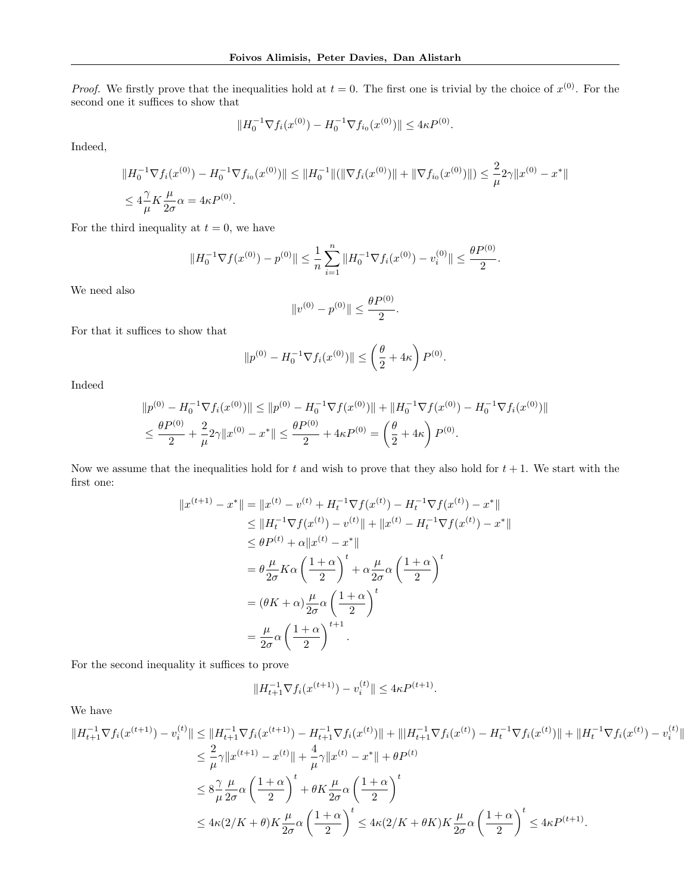*Proof.* We firstly prove that the inequalities hold at $t = 0$. The first one is trivial by the choice of $x^{(0)}$. For the second one it suffices to show that

$$\|H_0^{-1}\nabla f_i(x^{(0)}) - H_0^{-1}\nabla f_{i_0}(x^{(0)})\| \leq 4\kappa P^{(0)}.$$

Indeed,

$$\|H_0^{-1}\nabla f_i(x^{(0)}) - H_0^{-1}\nabla f_{i_0}(x^{(0)})\| \leq \|H_0^{-1}\|(\|\nabla f_i(x^{(0)})\| + \|\nabla f_{i_0}(x^{(0)})\|) \leq \frac{2}{\mu}2\gamma\|x^{(0)} - x^*\|$$
$$\leq 4\frac{\gamma}{\mu}K\frac{\mu}{2\sigma}\alpha = 4\kappa P^{(0)}.$$

For the third inequality at $t = 0$, we have

$$\|H_0^{-1}\nabla f(x^{(0)}) - p^{(0)}\| \leq \frac{1}{n}\sum_{i=1}^{n}\|H_0^{-1}\nabla f_i(x^{(0)}) - v_i^{(0)}\| \leq \frac{\theta P^{(0)}}{2}.$$

We need also

$$\|v^{(0)} - p^{(0)}\| \leq \frac{\theta P^{(0)}}{2}.$$

For that it suffices to show that

$$\|p^{(0)} - H_0^{-1}\nabla f_i(x^{(0)})\| \leq \left(\frac{\theta}{2} + 4\kappa\right)P^{(0)}.$$

Indeed

$$\|p^{(0)} - H_0^{-1}\nabla f_i(x^{(0)})\| \leq \|p^{(0)} - H_0^{-1}\nabla f(x^{(0)})\| + \|H_0^{-1}\nabla f(x^{(0)}) - H_0^{-1}\nabla f_i(x^{(0)})\|$$
$$\leq \frac{\theta P^{(0)}}{2} + \frac{2}{\mu}2\gamma\|x^{(0)} - x^*\| \leq \frac{\theta P^{(0)}}{2} + 4\kappa P^{(0)} = \left(\frac{\theta}{2} + 4\kappa\right)P^{(0)}.$$

Now we assume that the inequalities hold for $t$ and wish to prove that they also hold for $t+1$. We start with the first one:

$$\begin{aligned}
\|x^{(t+1)} - x^*\| &= \|x^{(t)} - v^{(t)} + H_t^{-1}\nabla f(x^{(t)}) - H_t^{-1}\nabla f(x^{(t)}) - x^*\| \\
&\leq \|H_t^{-1}\nabla f(x^{(t)}) - v^{(t)}\| + \|x^{(t)} - H_t^{-1}\nabla f(x^{(t)}) - x^*\| \\
&\leq \theta P^{(t)} + \alpha\|x^{(t)} - x^*\| \\
&= \theta\frac{\mu}{2\sigma}K\alpha\left(\frac{1+\alpha}{2}\right)^t + \alpha\frac{\mu}{2\sigma}\alpha\left(\frac{1+\alpha}{2}\right)^t \\
&= (\theta K + \alpha)\frac{\mu}{2\sigma}\alpha\left(\frac{1+\alpha}{2}\right)^t \\
&= \frac{\mu}{2\sigma}\alpha\left(\frac{1+\alpha}{2}\right)^{t+1}.
\end{aligned}$$

For the second inequality it suffices to prove

$$\|H_{t+1}^{-1}\nabla f_i(x^{(t+1)}) - v_i^{(t)}\| \leq 4\kappa P^{(t+1)}.$$

We have

$$\begin{aligned}
\|H_{t+1}^{-1}\nabla f_i(x^{(t+1)}) - v_i^{(t)}\| &\leq \|H_{t+1}^{-1}\nabla f_i(x^{(t+1)}) - H_{t+1}^{-1}\nabla f_i(x^{(t)})\| + \||H_{t+1}^{-1}\nabla f_i(x^{(t)}) - H_t^{-1}\nabla f_i(x^{(t)})\| + \|H_t^{-1}\nabla f_i(x^{(t)}) - v_i^{(t)}\| \\
&\leq \frac{2}{\mu}\gamma\|x^{(t+1)} - x^{(t)}\| + \frac{4}{\mu}\gamma\|x^{(t)} - x^*\| + \theta P^{(t)} \\
&\leq 8\frac{\gamma}{\mu}\frac{\mu}{2\sigma}\alpha\left(\frac{1+\alpha}{2}\right)^t + \theta K\frac{\mu}{2\sigma}\alpha\left(\frac{1+\alpha}{2}\right)^t \\
&\leq 4\kappa(2/K + \theta)K\frac{\mu}{2\sigma}\alpha\left(\frac{1+\alpha}{2}\right)^t \leq 4\kappa(2/K + \theta K)K\frac{\mu}{2\sigma}\alpha\left(\frac{1+\alpha}{2}\right)^t \leq 4\kappa P^{(t+1)}.
\end{aligned}$$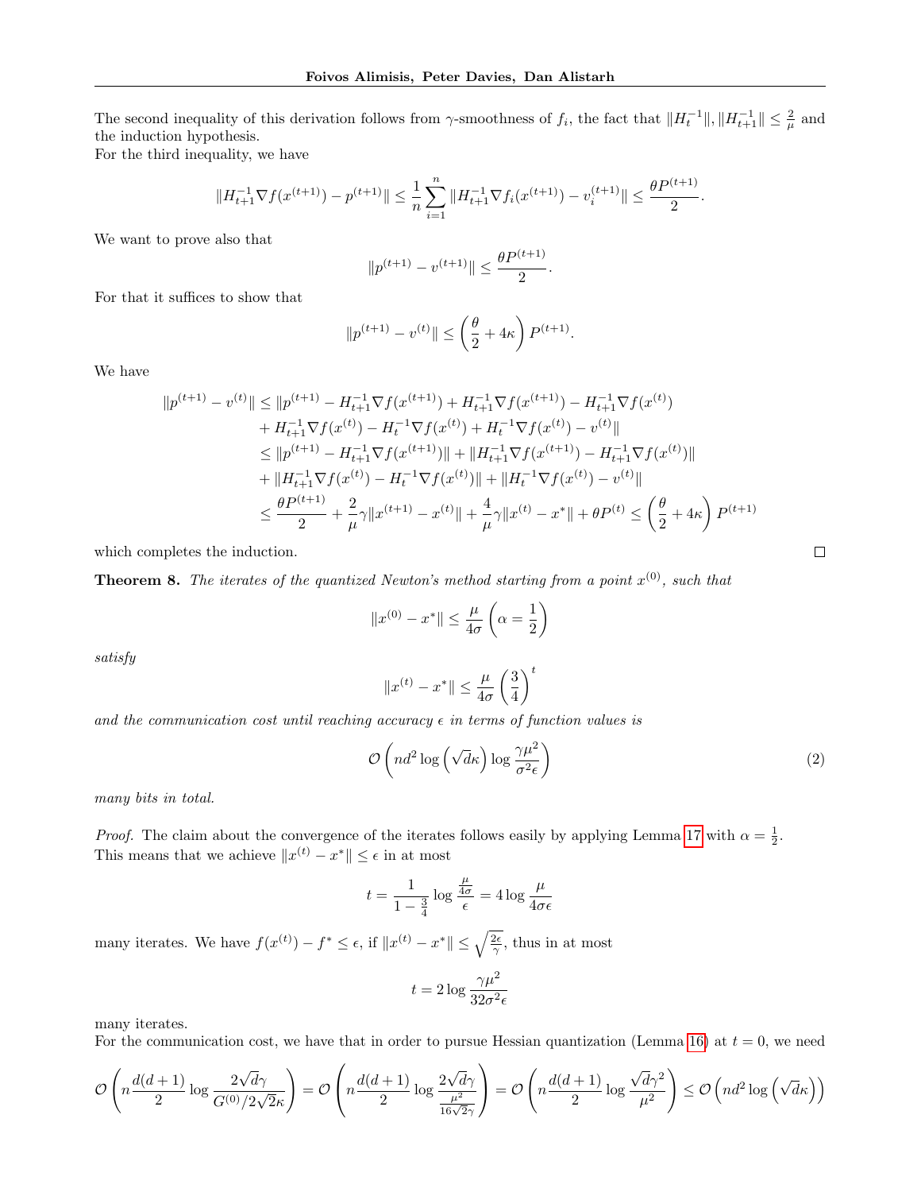The second inequality of this derivation follows from $\gamma$-smoothness of $f_i$, the fact that $\|H_t^{-1}\|, \|H_{t+1}^{-1}\| \leq \frac{2}{\mu}$ and the induction hypothesis.
For the third inequality, we have

$$\|H_{t+1}^{-1}\nabla f(x^{(t+1)}) - p^{(t+1)}\| \leq \frac{1}{n}\sum_{i=1}^{n}\|H_{t+1}^{-1}\nabla f_i(x^{(t+1)}) - v_i^{(t+1)}\| \leq \frac{\theta P^{(t+1)}}{2}.$$

We want to prove also that

$$\|p^{(t+1)} - v^{(t+1)}\| \leq \frac{\theta P^{(t+1)}}{2}.$$

For that it suffices to show that

$$\|p^{(t+1)} - v^{(t)}\| \leq \left(\frac{\theta}{2} + 4\kappa\right) P^{(t+1)}.$$

We have

$$\begin{aligned}
\|p^{(t+1)} - v^{(t)}\| &\leq \|p^{(t+1)} - H_{t+1}^{-1}\nabla f(x^{(t+1)}) + H_{t+1}^{-1}\nabla f(x^{(t+1)}) - H_{t+1}^{-1}\nabla f(x^{(t)}) \\
&+ H_{t+1}^{-1}\nabla f(x^{(t)}) - H_t^{-1}\nabla f(x^{(t)}) + H_t^{-1}\nabla f(x^{(t)}) - v^{(t)}\| \\
&\leq \|p^{(t+1)} - H_{t+1}^{-1}\nabla f(x^{(t+1)})\| + \|H_{t+1}^{-1}\nabla f(x^{(t+1)}) - H_{t+1}^{-1}\nabla f(x^{(t)})\| \\
&+ \|H_{t+1}^{-1}\nabla f(x^{(t)}) - H_t^{-1}\nabla f(x^{(t)})\| + \|H_t^{-1}\nabla f(x^{(t)}) - v^{(t)}\| \\
&\leq \frac{\theta P^{(t+1)}}{2} + \frac{2}{\mu}\gamma\|x^{(t+1)} - x^{(t)}\| + \frac{4}{\mu}\gamma\|x^{(t)} - x^*\| + \theta P^{(t)} \leq \left(\frac{\theta}{2} + 4\kappa\right) P^{(t+1)}
\end{aligned}$$

which completes the induction. □

**Theorem 8.** *The iterates of the quantized Newton's method starting from a point $x^{(0)}$, such that*

$$\|x^{(0)} - x^*\| \leq \frac{\mu}{4\sigma}\left(\alpha = \frac{1}{2}\right)$$

*satisfy*

$$\|x^{(t)} - x^*\| \leq \frac{\mu}{4\sigma}\left(\frac{3}{4}\right)^t$$

*and the communication cost until reaching accuracy $\epsilon$ in terms of function values is*

$$\mathcal{O}\left(nd^2\log\left(\sqrt{d}\kappa\right)\log\frac{\gamma\mu^2}{\sigma^2\epsilon}\right) \tag{2}$$

*many bits in total.*

*Proof.* The claim about the convergence of the iterates follows easily by applying Lemma 17 with $\alpha = \frac{1}{2}$. This means that we achieve $\|x^{(t)} - x^*\| \leq \epsilon$ in at most

$$t = \frac{1}{1-\frac{3}{4}}\log\frac{\frac{\mu}{4\sigma}}{\epsilon} = 4\log\frac{\mu}{4\sigma\epsilon}$$

many iterates. We have $f(x^{(t)}) - f^* \leq \epsilon$, if $\|x^{(t)} - x^*\| \leq \sqrt{\frac{2\epsilon}{\gamma}}$, thus in at most

$$t = 2\log\frac{\gamma\mu^2}{32\sigma^2\epsilon}$$

many iterates.
For the communication cost, we have that in order to pursue Hessian quantization (Lemma 16) at $t=0$, we need

$$\mathcal{O}\left(n\frac{d(d+1)}{2}\log\frac{2\sqrt{d}\gamma}{G^{(0)}/2\sqrt{2}\kappa}\right) = \mathcal{O}\left(n\frac{d(d+1)}{2}\log\frac{2\sqrt{d}\gamma}{\frac{\mu^2}{16\sqrt{2}\gamma}}\right) = \mathcal{O}\left(n\frac{d(d+1)}{2}\log\frac{\sqrt{d}\gamma^2}{\mu^2}\right) \leq \mathcal{O}\left(nd^2\log\left(\sqrt{d}\kappa\right)\right)$$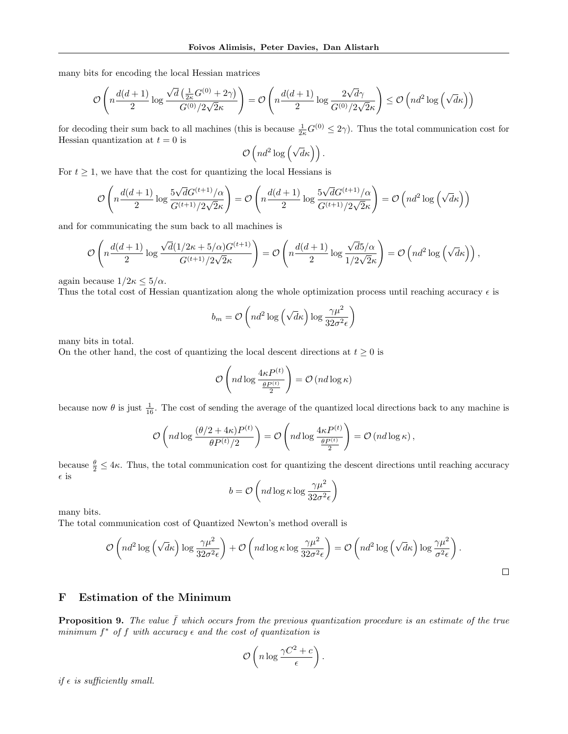many bits for encoding the local Hessian matrices

$$\mathcal{O}\left(n\frac{d(d+1)}{2}\log\frac{\sqrt{d}\left(\frac{1}{2\kappa}G^{(0)}+2\gamma\right)}{G^{(0)}/2\sqrt{2}\kappa}\right)=\mathcal{O}\left(n\frac{d(d+1)}{2}\log\frac{2\sqrt{d}\gamma}{G^{(0)}/2\sqrt{2}\kappa}\right)\leq\mathcal{O}\left(nd^2\log\left(\sqrt{d}\kappa\right)\right)$$

for decoding their sum back to all machines (this is because $\frac{1}{2\kappa}G^{(0)}\leq 2\gamma$). Thus the total communication cost for Hessian quantization at $t=0$ is

$$\mathcal{O}\left(nd^2\log\left(\sqrt{d}\kappa\right)\right).$$

For $t\geq 1$, we have that the cost for quantizing the local Hessians is

$$\mathcal{O}\left(n\frac{d(d+1)}{2}\log\frac{5\sqrt{d}G^{(t+1)}/\alpha}{G^{(t+1)}/2\sqrt{2}\kappa}\right)=\mathcal{O}\left(n\frac{d(d+1)}{2}\log\frac{5\sqrt{d}G^{(t+1)}/\alpha}{G^{(t+1)}/2\sqrt{2}\kappa}\right)=\mathcal{O}\left(nd^2\log\left(\sqrt{d}\kappa\right)\right)$$

and for communicating the sum back to all machines is

$$\mathcal{O}\left(n\frac{d(d+1)}{2}\log\frac{\sqrt{d}(1/2\kappa+5/\alpha)G^{(t+1)}}{G^{(t+1)}/2\sqrt{2}\kappa}\right)=\mathcal{O}\left(n\frac{d(d+1)}{2}\log\frac{\sqrt{d}5/\alpha}{1/2\sqrt{2}\kappa}\right)=\mathcal{O}\left(nd^2\log\left(\sqrt{d}\kappa\right)\right),$$

again because $1/2\kappa\leq 5/\alpha$.

Thus the total cost of Hessian quantization along the whole optimization process until reaching accuracy $\epsilon$ is

$$b_m=\mathcal{O}\left(nd^2\log\left(\sqrt{d}\kappa\right)\log\frac{\gamma\mu^2}{32\sigma^2\epsilon}\right)$$

many bits in total.

On the other hand, the cost of quantizing the local descent directions at $t\geq 0$ is

$$\mathcal{O}\left(nd\log\frac{4\kappa P^{(t)}}{\frac{\theta P^{(t)}}{2}}\right)=\mathcal{O}\left(nd\log\kappa\right)$$

because now $\theta$ is just $\frac{1}{16}$. The cost of sending the average of the quantized local directions back to any machine is

$$\mathcal{O}\left(nd\log\frac{(\theta/2+4\kappa)P^{(t)}}{\theta P^{(t)}/2}\right)=\mathcal{O}\left(nd\log\frac{4\kappa P^{(t)}}{\frac{\theta P^{(t)}}{2}}\right)=\mathcal{O}\left(nd\log\kappa\right),$$

because $\frac{\theta}{2}\leq 4\kappa$. Thus, the total communication cost for quantizing the descent directions until reaching accuracy $\epsilon$ is

$$b=\mathcal{O}\left(nd\log\kappa\log\frac{\gamma\mu^2}{32\sigma^2\epsilon}\right)$$

many bits.

The total communication cost of Quantized Newton's method overall is

$$\mathcal{O}\left(nd^2\log\left(\sqrt{d}\kappa\right)\log\frac{\gamma\mu^2}{32\sigma^2\epsilon}\right)+\mathcal{O}\left(nd\log\kappa\log\frac{\gamma\mu^2}{32\sigma^2\epsilon}\right)=\mathcal{O}\left(nd^2\log\left(\sqrt{d}\kappa\right)\log\frac{\gamma\mu^2}{\sigma^2\epsilon}\right).$$

□

## F Estimation of the Minimum

**Proposition 9.** *The value $\bar{f}$ which occurs from the previous quantization procedure is an estimate of the true minimum $f^*$ of $f$ with accuracy $\epsilon$ and the cost of quantization is*

$$\mathcal{O}\left(n\log\frac{\gamma C^2+c}{\epsilon}\right).$$

*if $\epsilon$ is sufficiently small.*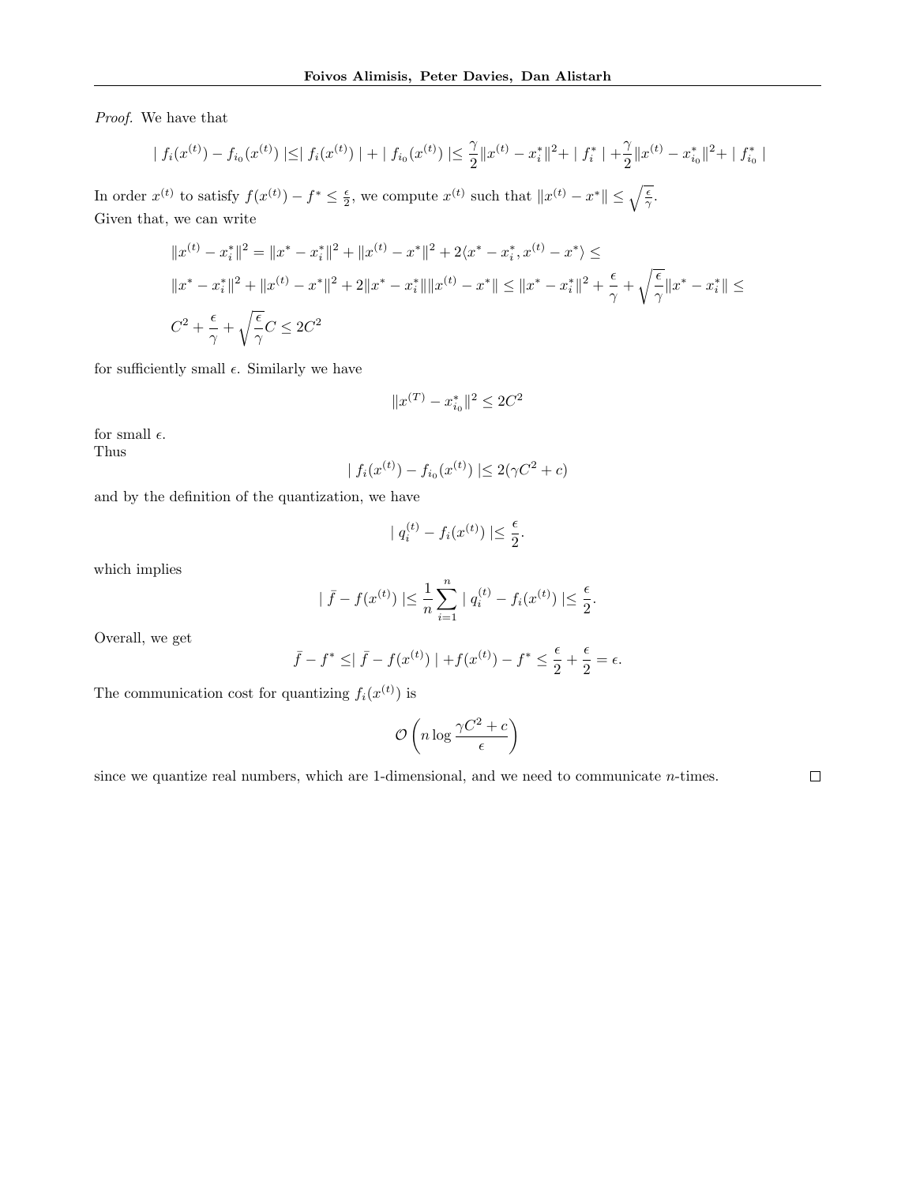*Proof.* We have that

$$| f_i(x^{(t)}) - f_{i_0}(x^{(t)}) | \leq | f_i(x^{(t)}) | + | f_{i_0}(x^{(t)}) | \leq \frac{\gamma}{2}\|x^{(t)} - x_i^*\|^2 + | f_i^* | + \frac{\gamma}{2}\|x^{(t)} - x_{i_0}^*\|^2 + | f_{i_0}^* |$$

In order $x^{(t)}$ to satisfy $f(x^{(t)}) - f^* \leq \frac{\epsilon}{2}$, we compute $x^{(t)}$ such that $\|x^{(t)} - x^*\| \leq \sqrt{\frac{\epsilon}{\gamma}}$.
Given that, we can write

$$\|x^{(t)} - x_i^*\|^2 = \|x^* - x_i^*\|^2 + \|x^{(t)} - x^*\|^2 + 2\langle x^* - x_i^*, x^{(t)} - x^* \rangle \leq$$

$$\|x^* - x_i^*\|^2 + \|x^{(t)} - x^*\|^2 + 2\|x^* - x_i^*\|\|x^{(t)} - x^*\| \leq \|x^* - x_i^*\|^2 + \frac{\epsilon}{\gamma} + \sqrt{\frac{\epsilon}{\gamma}}\|x^* - x_i^*\| \leq$$

$$C^2 + \frac{\epsilon}{\gamma} + \sqrt{\frac{\epsilon}{\gamma}}C \leq 2C^2$$

for sufficiently small $\epsilon$. Similarly we have

$$\|x^{(T)} - x_{i_0}^*\|^2 \leq 2C^2$$

for small $\epsilon$.
Thus

$$| f_i(x^{(t)}) - f_{i_0}(x^{(t)}) | \leq 2(\gamma C^2 + c)$$

and by the definition of the quantization, we have

$$| q_i^{(t)} - f_i(x^{(t)}) | \leq \frac{\epsilon}{2}.$$

which implies

$$| \bar{f} - f(x^{(t)}) | \leq \frac{1}{n}\sum_{i=1}^{n} | q_i^{(t)} - f_i(x^{(t)}) | \leq \frac{\epsilon}{2}.$$

Overall, we get

$$\bar{f} - f^* \leq | \bar{f} - f(x^{(t)}) | + f(x^{(t)}) - f^* \leq \frac{\epsilon}{2} + \frac{\epsilon}{2} = \epsilon.$$

The communication cost for quantizing $f_i(x^{(t)})$ is

$$\mathcal{O}\left(n \log \frac{\gamma C^2 + c}{\epsilon}\right)$$

since we quantize real numbers, which are 1-dimensional, and we need to communicate $n$-times. $\square$